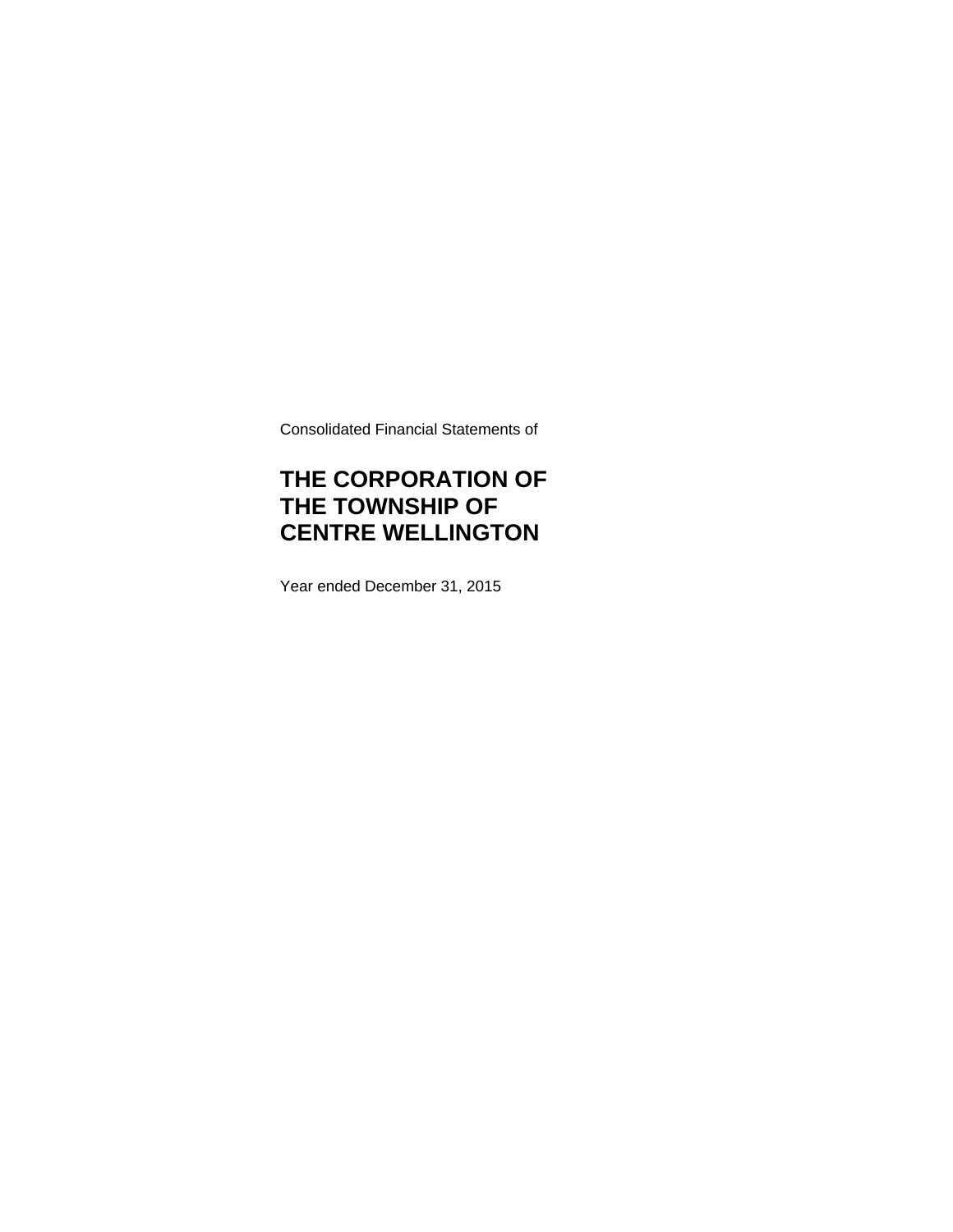Consolidated Financial Statements of

# THE CORPORATION OF THE TOWNSHIP OF CENTRE WELLINGTON

Year ended December 31, 2015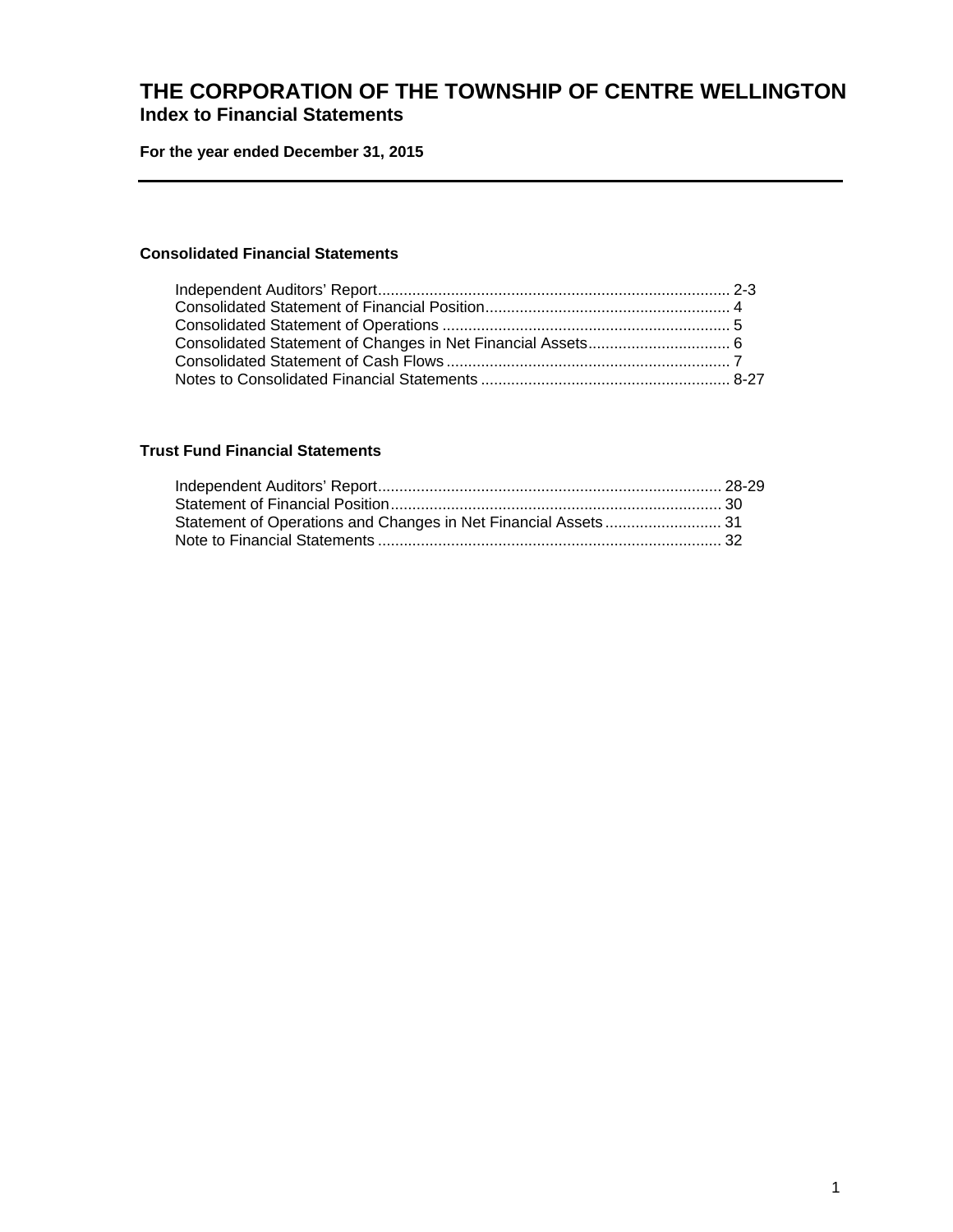# THE CORPORATION OF THE TOWNSHIP OF CENTRE WELLINGTON
## Index to Financial Statements

**For the year ended December 31, 2015**

---

### Consolidated Financial Statements

Independent Auditors' Report................................................................................. 2-3
Consolidated Statement of Financial Position......................................................... 4
Consolidated Statement of Operations ................................................................... 5
Consolidated Statement of Changes in Net Financial Assets................................. 6
Consolidated Statement of Cash Flows .................................................................. 7
Notes to Consolidated Financial Statements .......................................................... 8-27

### Trust Fund Financial Statements

Independent Auditors' Report............................................................................... 28-29
Statement of Financial Position............................................................................ 30
Statement of Operations and Changes in Net Financial Assets........................... 31
Note to Financial Statements ............................................................................... 32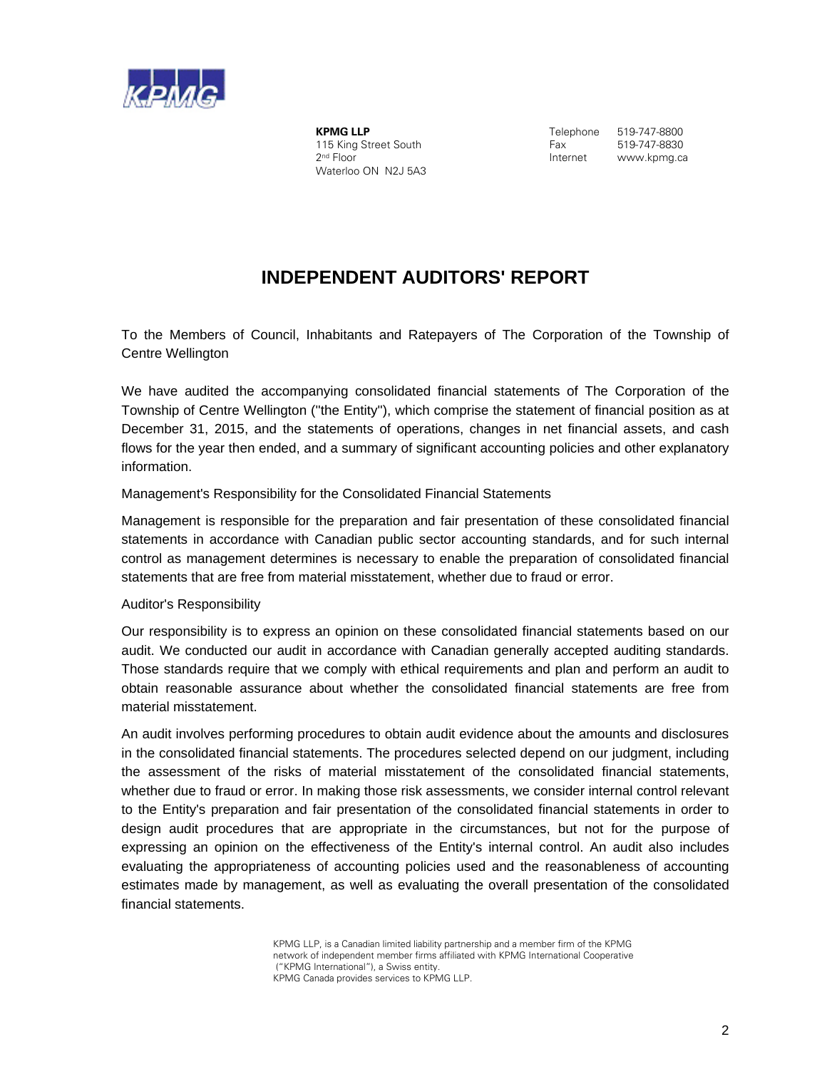**KPMG LLP**
115 King Street South
2nd Floor
Waterloo ON N2J 5A3

Telephone 519-747-8800
Fax 519-747-8830
Internet www.kpmg.ca

# INDEPENDENT AUDITORS' REPORT

To the Members of Council, Inhabitants and Ratepayers of The Corporation of the Township of Centre Wellington

We have audited the accompanying consolidated financial statements of The Corporation of the Township of Centre Wellington ("the Entity"), which comprise the statement of financial position as at December 31, 2015, and the statements of operations, changes in net financial assets, and cash flows for the year then ended, and a summary of significant accounting policies and other explanatory information.

Management's Responsibility for the Consolidated Financial Statements

Management is responsible for the preparation and fair presentation of these consolidated financial statements in accordance with Canadian public sector accounting standards, and for such internal control as management determines is necessary to enable the preparation of consolidated financial statements that are free from material misstatement, whether due to fraud or error.

Auditor's Responsibility

Our responsibility is to express an opinion on these consolidated financial statements based on our audit. We conducted our audit in accordance with Canadian generally accepted auditing standards. Those standards require that we comply with ethical requirements and plan and perform an audit to obtain reasonable assurance about whether the consolidated financial statements are free from material misstatement.

An audit involves performing procedures to obtain audit evidence about the amounts and disclosures in the consolidated financial statements. The procedures selected depend on our judgment, including the assessment of the risks of material misstatement of the consolidated financial statements, whether due to fraud or error. In making those risk assessments, we consider internal control relevant to the Entity's preparation and fair presentation of the consolidated financial statements in order to design audit procedures that are appropriate in the circumstances, but not for the purpose of expressing an opinion on the effectiveness of the Entity's internal control. An audit also includes evaluating the appropriateness of accounting policies used and the reasonableness of accounting estimates made by management, as well as evaluating the overall presentation of the consolidated financial statements.

KPMG LLP, is a Canadian limited liability partnership and a member firm of the KPMG network of independent member firms affiliated with KPMG International Cooperative ("KPMG International"), a Swiss entity.
KPMG Canada provides services to KPMG LLP.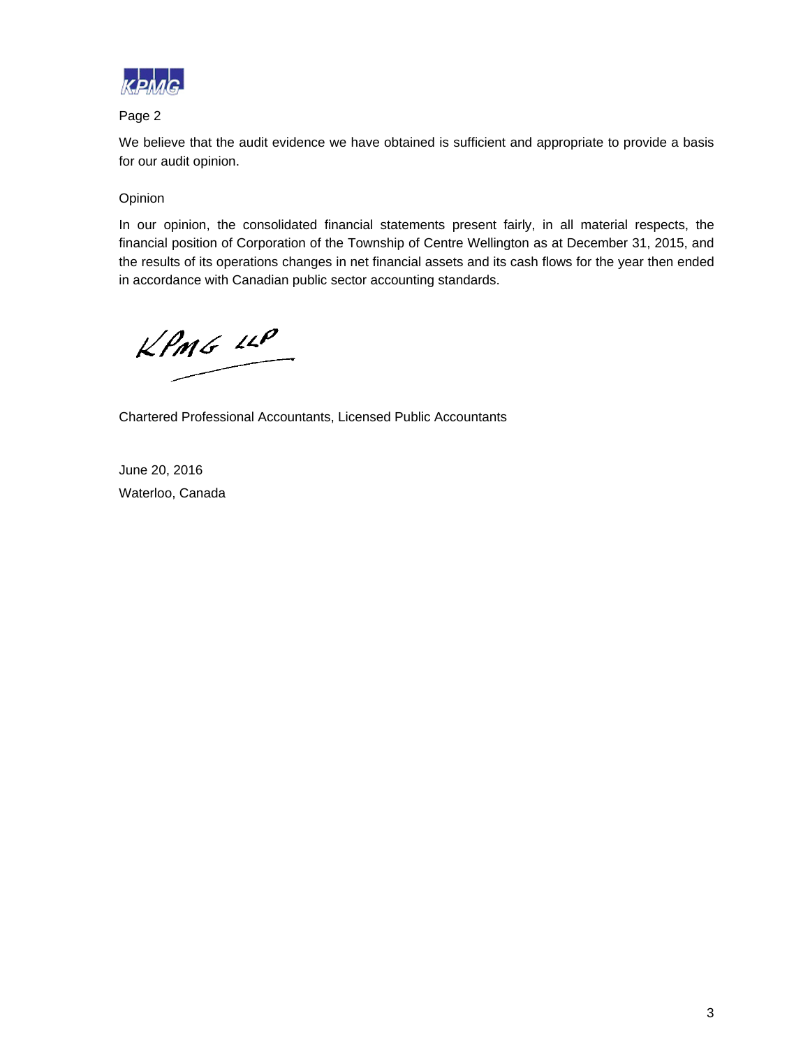Page 2

We believe that the audit evidence we have obtained is sufficient and appropriate to provide a basis for our audit opinion.

Opinion

In our opinion, the consolidated financial statements present fairly, in all material respects, the financial position of Corporation of the Township of Centre Wellington as at December 31, 2015, and the results of its operations changes in net financial assets and its cash flows for the year then ended in accordance with Canadian public sector accounting standards.

KPMG LLP

Chartered Professional Accountants, Licensed Public Accountants

June 20, 2016

Waterloo, Canada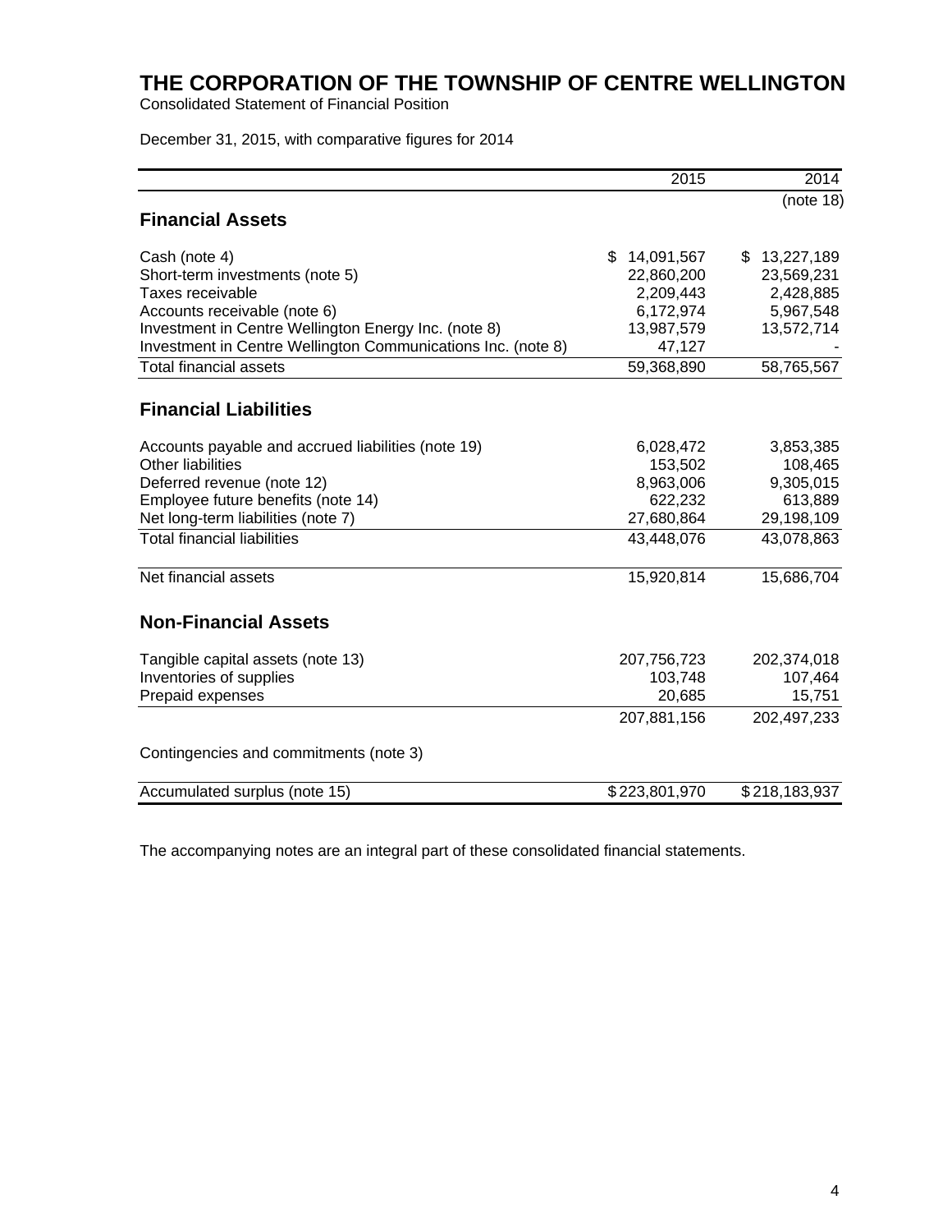# THE CORPORATION OF THE TOWNSHIP OF CENTRE WELLINGTON

Consolidated Statement of Financial Position

December 31, 2015, with comparative figures for 2014

| | 2015 | 2014 |
|---|---|---|
| | | (note 18) |
| **Financial Assets** | | |
| Cash (note 4) | $ 14,091,567 | $ 13,227,189 |
| Short-term investments (note 5) | 22,860,200 | 23,569,231 |
| Taxes receivable | 2,209,443 | 2,428,885 |
| Accounts receivable (note 6) | 6,172,974 | 5,967,548 |
| Investment in Centre Wellington Energy Inc. (note 8) | 13,987,579 | 13,572,714 |
| Investment in Centre Wellington Communications Inc. (note 8) | 47,127 | - |
| Total financial assets | 59,368,890 | 58,765,567 |
| **Financial Liabilities** | | |
| Accounts payable and accrued liabilities (note 19) | 6,028,472 | 3,853,385 |
| Other liabilities | 153,502 | 108,465 |
| Deferred revenue (note 12) | 8,963,006 | 9,305,015 |
| Employee future benefits (note 14) | 622,232 | 613,889 |
| Net long-term liabilities (note 7) | 27,680,864 | 29,198,109 |
| Total financial liabilities | 43,448,076 | 43,078,863 |
| Net financial assets | 15,920,814 | 15,686,704 |
| **Non-Financial Assets** | | |
| Tangible capital assets (note 13) | 207,756,723 | 202,374,018 |
| Inventories of supplies | 103,748 | 107,464 |
| Prepaid expenses | 20,685 | 15,751 |
| | 207,881,156 | 202,497,233 |
| Contingencies and commitments (note 3) | | |
| Accumulated surplus (note 15) | $ 223,801,970 | $ 218,183,937 |

The accompanying notes are an integral part of these consolidated financial statements.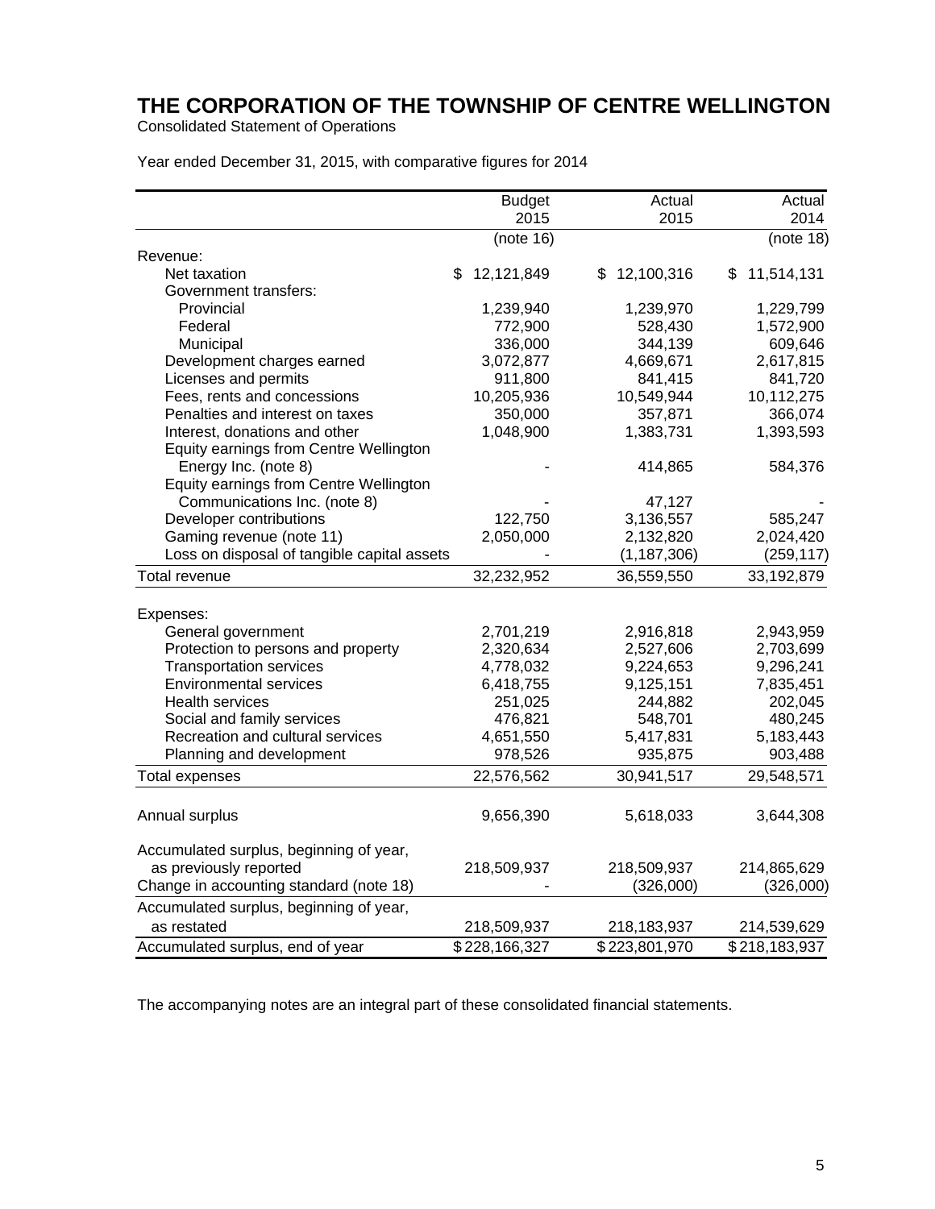# THE CORPORATION OF THE TOWNSHIP OF CENTRE WELLINGTON

Consolidated Statement of Operations

Year ended December 31, 2015, with comparative figures for 2014

| | Budget 2015 | Actual 2015 | Actual 2014 |
|---|---|---|---|
| | (note 16) | | (note 18) |
| Revenue: | | | |
| Net taxation | $ 12,121,849 | $ 12,100,316 | $ 11,514,131 |
| Government transfers: | | | |
| Provincial | 1,239,940 | 1,239,970 | 1,229,799 |
| Federal | 772,900 | 528,430 | 1,572,900 |
| Municipal | 336,000 | 344,139 | 609,646 |
| Development charges earned | 3,072,877 | 4,669,671 | 2,617,815 |
| Licenses and permits | 911,800 | 841,415 | 841,720 |
| Fees, rents and concessions | 10,205,936 | 10,549,944 | 10,112,275 |
| Penalties and interest on taxes | 350,000 | 357,871 | 366,074 |
| Interest, donations and other | 1,048,900 | 1,383,731 | 1,393,593 |
| Equity earnings from Centre Wellington Energy Inc. (note 8) | - | 414,865 | 584,376 |
| Equity earnings from Centre Wellington Communications Inc. (note 8) | - | 47,127 | - |
| Developer contributions | 122,750 | 3,136,557 | 585,247 |
| Gaming revenue (note 11) | 2,050,000 | 2,132,820 | 2,024,420 |
| Loss on disposal of tangible capital assets | - | (1,187,306) | (259,117) |
| Total revenue | 32,232,952 | 36,559,550 | 33,192,879 |
| | | | |
| Expenses: | | | |
| General government | 2,701,219 | 2,916,818 | 2,943,959 |
| Protection to persons and property | 2,320,634 | 2,527,606 | 2,703,699 |
| Transportation services | 4,778,032 | 9,224,653 | 9,296,241 |
| Environmental services | 6,418,755 | 9,125,151 | 7,835,451 |
| Health services | 251,025 | 244,882 | 202,045 |
| Social and family services | 476,821 | 548,701 | 480,245 |
| Recreation and cultural services | 4,651,550 | 5,417,831 | 5,183,443 |
| Planning and development | 978,526 | 935,875 | 903,488 |
| Total expenses | 22,576,562 | 30,941,517 | 29,548,571 |
| | | | |
| Annual surplus | 9,656,390 | 5,618,033 | 3,644,308 |
| | | | |
| Accumulated surplus, beginning of year, as previously reported | 218,509,937 | 218,509,937 | 214,865,629 |
| Change in accounting standard (note 18) | - | (326,000) | (326,000) |
| Accumulated surplus, beginning of year, as restated | 218,509,937 | 218,183,937 | 214,539,629 |
| Accumulated surplus, end of year | $ 228,166,327 | $ 223,801,970 | $ 218,183,937 |

The accompanying notes are an integral part of these consolidated financial statements.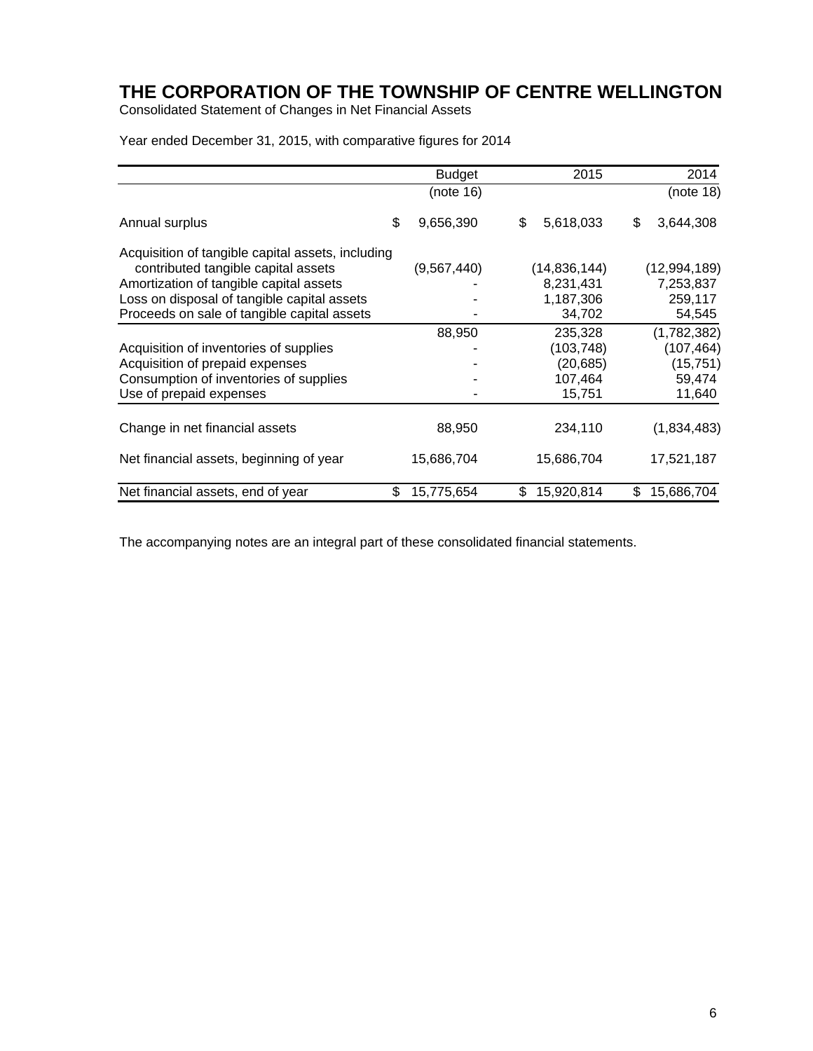# THE CORPORATION OF THE TOWNSHIP OF CENTRE WELLINGTON

Consolidated Statement of Changes in Net Financial Assets

Year ended December 31, 2015, with comparative figures for 2014

| | Budget | 2015 | 2014 |
|---|---|---|---|
| | (note 16) | | (note 18) |
| Annual surplus | $ 9,656,390 | $ 5,618,033 | $ 3,644,308 |
| Acquisition of tangible capital assets, including contributed tangible capital assets | (9,567,440) | (14,836,144) | (12,994,189) |
| Amortization of tangible capital assets | - | 8,231,431 | 7,253,837 |
| Loss on disposal of tangible capital assets | - | 1,187,306 | 259,117 |
| Proceeds on sale of tangible capital assets | - | 34,702 | 54,545 |
| | 88,950 | 235,328 | (1,782,382) |
| Acquisition of inventories of supplies | - | (103,748) | (107,464) |
| Acquisition of prepaid expenses | - | (20,685) | (15,751) |
| Consumption of inventories of supplies | - | 107,464 | 59,474 |
| Use of prepaid expenses | - | 15,751 | 11,640 |
| Change in net financial assets | 88,950 | 234,110 | (1,834,483) |
| Net financial assets, beginning of year | 15,686,704 | 15,686,704 | 17,521,187 |
| Net financial assets, end of year | $ 15,775,654 | $ 15,920,814 | $ 15,686,704 |

The accompanying notes are an integral part of these consolidated financial statements.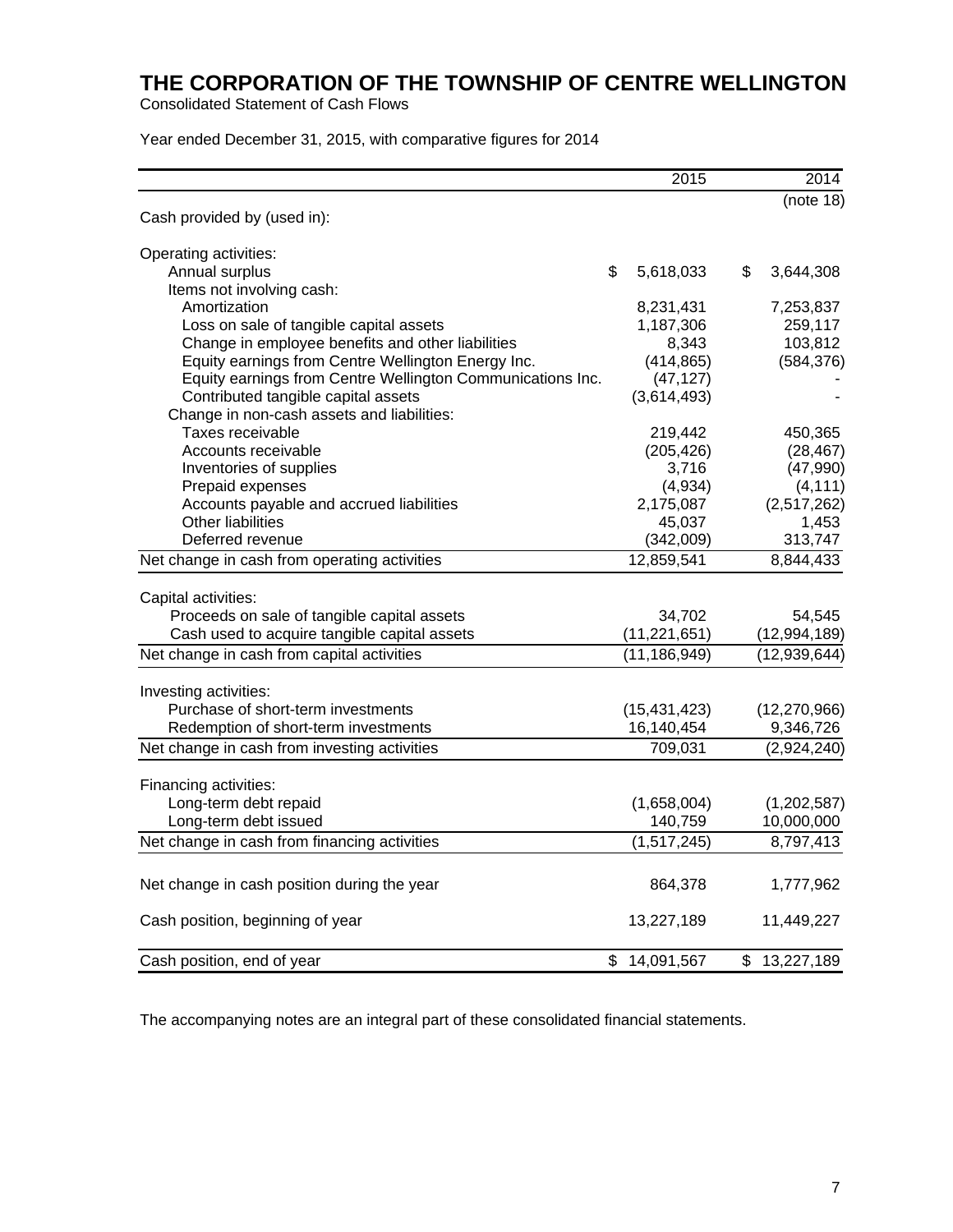# THE CORPORATION OF THE TOWNSHIP OF CENTRE WELLINGTON

Consolidated Statement of Cash Flows

Year ended December 31, 2015, with comparative figures for 2014

| | 2015 | 2014 |
|---|---|---|
| | | (note 18) |
| Cash provided by (used in): | | |
| | | |
| Operating activities: | | |
| Annual surplus | $ 5,618,033 | $ 3,644,308 |
| Items not involving cash: | | |
| Amortization | 8,231,431 | 7,253,837 |
| Loss on sale of tangible capital assets | 1,187,306 | 259,117 |
| Change in employee benefits and other liabilities | 8,343 | 103,812 |
| Equity earnings from Centre Wellington Energy Inc. | (414,865) | (584,376) |
| Equity earnings from Centre Wellington Communications Inc. | (47,127) | - |
| Contributed tangible capital assets | (3,614,493) | - |
| Change in non-cash assets and liabilities: | | |
| Taxes receivable | 219,442 | 450,365 |
| Accounts receivable | (205,426) | (28,467) |
| Inventories of supplies | 3,716 | (47,990) |
| Prepaid expenses | (4,934) | (4,111) |
| Accounts payable and accrued liabilities | 2,175,087 | (2,517,262) |
| Other liabilities | 45,037 | 1,453 |
| Deferred revenue | (342,009) | 313,747 |
| Net change in cash from operating activities | 12,859,541 | 8,844,433 |
| | | |
| Capital activities: | | |
| Proceeds on sale of tangible capital assets | 34,702 | 54,545 |
| Cash used to acquire tangible capital assets | (11,221,651) | (12,994,189) |
| Net change in cash from capital activities | (11,186,949) | (12,939,644) |
| | | |
| Investing activities: | | |
| Purchase of short-term investments | (15,431,423) | (12,270,966) |
| Redemption of short-term investments | 16,140,454 | 9,346,726 |
| Net change in cash from investing activities | 709,031 | (2,924,240) |
| | | |
| Financing activities: | | |
| Long-term debt repaid | (1,658,004) | (1,202,587) |
| Long-term debt issued | 140,759 | 10,000,000 |
| Net change in cash from financing activities | (1,517,245) | 8,797,413 |
| | | |
| Net change in cash position during the year | 864,378 | 1,777,962 |
| | | |
| Cash position, beginning of year | 13,227,189 | 11,449,227 |
| | | |
| Cash position, end of year | $ 14,091,567 | $ 13,227,189 |

The accompanying notes are an integral part of these consolidated financial statements.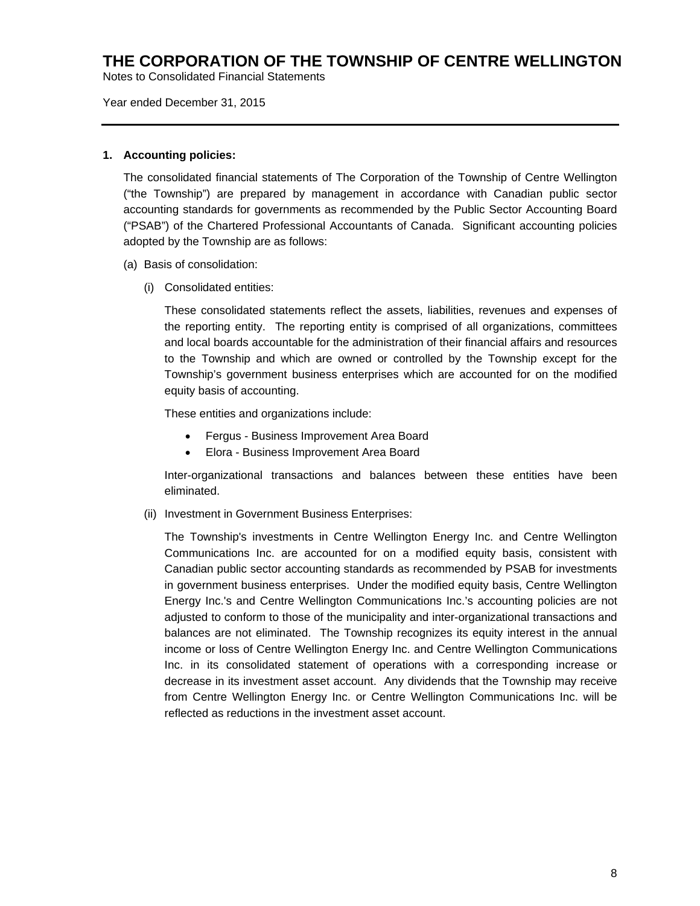# THE CORPORATION OF THE TOWNSHIP OF CENTRE WELLINGTON

Notes to Consolidated Financial Statements

Year ended December 31, 2015

---

**1. Accounting policies:**

The consolidated financial statements of The Corporation of the Township of Centre Wellington ("the Township") are prepared by management in accordance with Canadian public sector accounting standards for governments as recommended by the Public Sector Accounting Board ("PSAB") of the Chartered Professional Accountants of Canada. Significant accounting policies adopted by the Township are as follows:

(a) Basis of consolidation:

(i) Consolidated entities:

These consolidated statements reflect the assets, liabilities, revenues and expenses of the reporting entity. The reporting entity is comprised of all organizations, committees and local boards accountable for the administration of their financial affairs and resources to the Township and which are owned or controlled by the Township except for the Township's government business enterprises which are accounted for on the modified equity basis of accounting.

These entities and organizations include:

- Fergus - Business Improvement Area Board
- Elora - Business Improvement Area Board

Inter-organizational transactions and balances between these entities have been eliminated.

(ii) Investment in Government Business Enterprises:

The Township's investments in Centre Wellington Energy Inc. and Centre Wellington Communications Inc. are accounted for on a modified equity basis, consistent with Canadian public sector accounting standards as recommended by PSAB for investments in government business enterprises. Under the modified equity basis, Centre Wellington Energy Inc.'s and Centre Wellington Communications Inc.'s accounting policies are not adjusted to conform to those of the municipality and inter-organizational transactions and balances are not eliminated. The Township recognizes its equity interest in the annual income or loss of Centre Wellington Energy Inc. and Centre Wellington Communications Inc. in its consolidated statement of operations with a corresponding increase or decrease in its investment asset account. Any dividends that the Township may receive from Centre Wellington Energy Inc. or Centre Wellington Communications Inc. will be reflected as reductions in the investment asset account.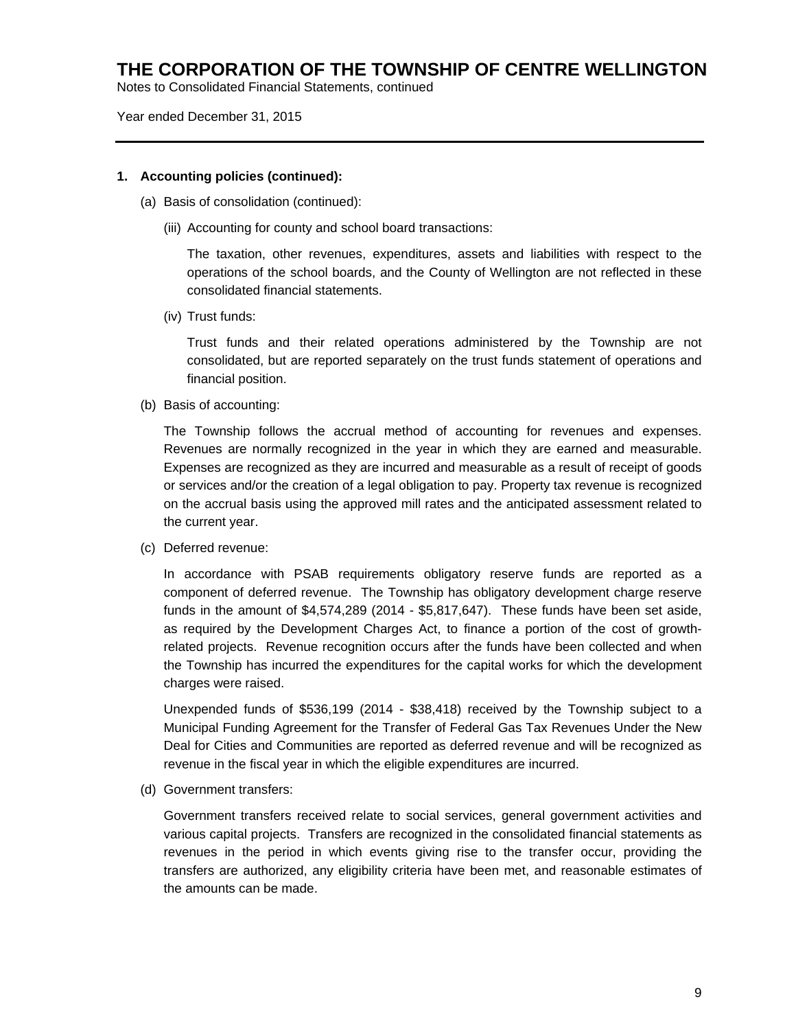## 1. Accounting policies (continued):

(a) Basis of consolidation (continued):

(iii) Accounting for county and school board transactions:

The taxation, other revenues, expenditures, assets and liabilities with respect to the operations of the school boards, and the County of Wellington are not reflected in these consolidated financial statements.

(iv) Trust funds:

Trust funds and their related operations administered by the Township are not consolidated, but are reported separately on the trust funds statement of operations and financial position.

(b) Basis of accounting:

The Township follows the accrual method of accounting for revenues and expenses. Revenues are normally recognized in the year in which they are earned and measurable. Expenses are recognized as they are incurred and measurable as a result of receipt of goods or services and/or the creation of a legal obligation to pay. Property tax revenue is recognized on the accrual basis using the approved mill rates and the anticipated assessment related to the current year.

(c) Deferred revenue:

In accordance with PSAB requirements obligatory reserve funds are reported as a component of deferred revenue. The Township has obligatory development charge reserve funds in the amount of $4,574,289 (2014 - $5,817,647). These funds have been set aside, as required by the Development Charges Act, to finance a portion of the cost of growth-related projects. Revenue recognition occurs after the funds have been collected and when the Township has incurred the expenditures for the capital works for which the development charges were raised.

Unexpended funds of $536,199 (2014 - $38,418) received by the Township subject to a Municipal Funding Agreement for the Transfer of Federal Gas Tax Revenues Under the New Deal for Cities and Communities are reported as deferred revenue and will be recognized as revenue in the fiscal year in which the eligible expenditures are incurred.

(d) Government transfers:

Government transfers received relate to social services, general government activities and various capital projects. Transfers are recognized in the consolidated financial statements as revenues in the period in which events giving rise to the transfer occur, providing the transfers are authorized, any eligibility criteria have been met, and reasonable estimates of the amounts can be made.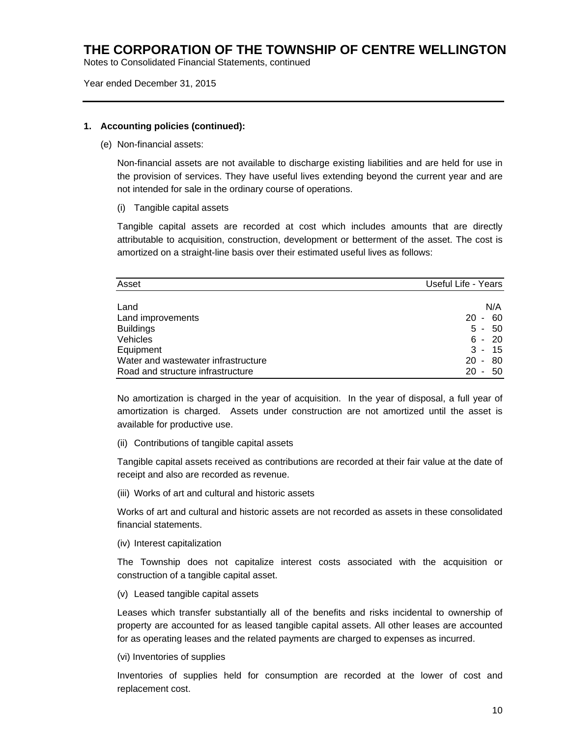# THE CORPORATION OF THE TOWNSHIP OF CENTRE WELLINGTON

Notes to Consolidated Financial Statements, continued

Year ended December 31, 2015

**1. Accounting policies (continued):**

(e) Non-financial assets:

Non-financial assets are not available to discharge existing liabilities and are held for use in the provision of services. They have useful lives extending beyond the current year and are not intended for sale in the ordinary course of operations.

(i) Tangible capital assets

Tangible capital assets are recorded at cost which includes amounts that are directly attributable to acquisition, construction, development or betterment of the asset. The cost is amortized on a straight-line basis over their estimated useful lives as follows:

| Asset | Useful Life - Years |
|---|---|
| Land | N/A |
| Land improvements | 20 - 60 |
| Buildings | 5 - 50 |
| Vehicles | 6 - 20 |
| Equipment | 3 - 15 |
| Water and wastewater infrastructure | 20 - 80 |
| Road and structure infrastructure | 20 - 50 |

No amortization is charged in the year of acquisition. In the year of disposal, a full year of amortization is charged. Assets under construction are not amortized until the asset is available for productive use.

(ii) Contributions of tangible capital assets

Tangible capital assets received as contributions are recorded at their fair value at the date of receipt and also are recorded as revenue.

(iii) Works of art and cultural and historic assets

Works of art and cultural and historic assets are not recorded as assets in these consolidated financial statements.

(iv) Interest capitalization

The Township does not capitalize interest costs associated with the acquisition or construction of a tangible capital asset.

(v) Leased tangible capital assets

Leases which transfer substantially all of the benefits and risks incidental to ownership of property are accounted for as leased tangible capital assets. All other leases are accounted for as operating leases and the related payments are charged to expenses as incurred.

(vi) Inventories of supplies

Inventories of supplies held for consumption are recorded at the lower of cost and replacement cost.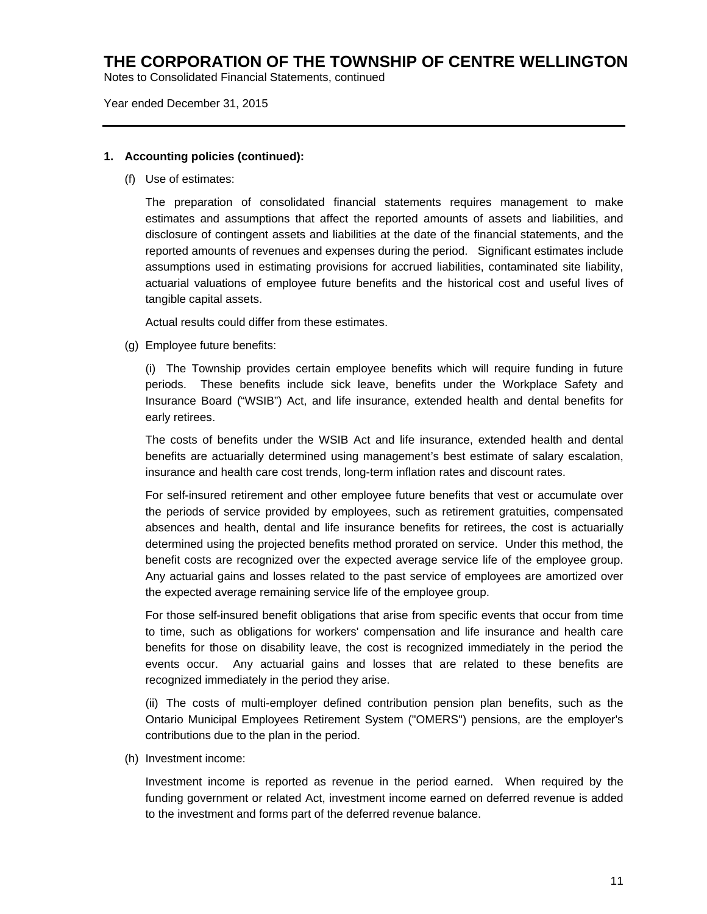# THE CORPORATION OF THE TOWNSHIP OF CENTRE WELLINGTON

Notes to Consolidated Financial Statements, continued

Year ended December 31, 2015

---

**1. Accounting policies (continued):**

(f) Use of estimates:

The preparation of consolidated financial statements requires management to make estimates and assumptions that affect the reported amounts of assets and liabilities, and disclosure of contingent assets and liabilities at the date of the financial statements, and the reported amounts of revenues and expenses during the period. Significant estimates include assumptions used in estimating provisions for accrued liabilities, contaminated site liability, actuarial valuations of employee future benefits and the historical cost and useful lives of tangible capital assets.

Actual results could differ from these estimates.

(g) Employee future benefits:

(i) The Township provides certain employee benefits which will require funding in future periods. These benefits include sick leave, benefits under the Workplace Safety and Insurance Board ("WSIB") Act, and life insurance, extended health and dental benefits for early retirees.

The costs of benefits under the WSIB Act and life insurance, extended health and dental benefits are actuarially determined using management's best estimate of salary escalation, insurance and health care cost trends, long-term inflation rates and discount rates.

For self-insured retirement and other employee future benefits that vest or accumulate over the periods of service provided by employees, such as retirement gratuities, compensated absences and health, dental and life insurance benefits for retirees, the cost is actuarially determined using the projected benefits method prorated on service. Under this method, the benefit costs are recognized over the expected average service life of the employee group. Any actuarial gains and losses related to the past service of employees are amortized over the expected average remaining service life of the employee group.

For those self-insured benefit obligations that arise from specific events that occur from time to time, such as obligations for workers' compensation and life insurance and health care benefits for those on disability leave, the cost is recognized immediately in the period the events occur. Any actuarial gains and losses that are related to these benefits are recognized immediately in the period they arise.

(ii) The costs of multi-employer defined contribution pension plan benefits, such as the Ontario Municipal Employees Retirement System ("OMERS") pensions, are the employer's contributions due to the plan in the period.

(h) Investment income:

Investment income is reported as revenue in the period earned. When required by the funding government or related Act, investment income earned on deferred revenue is added to the investment and forms part of the deferred revenue balance.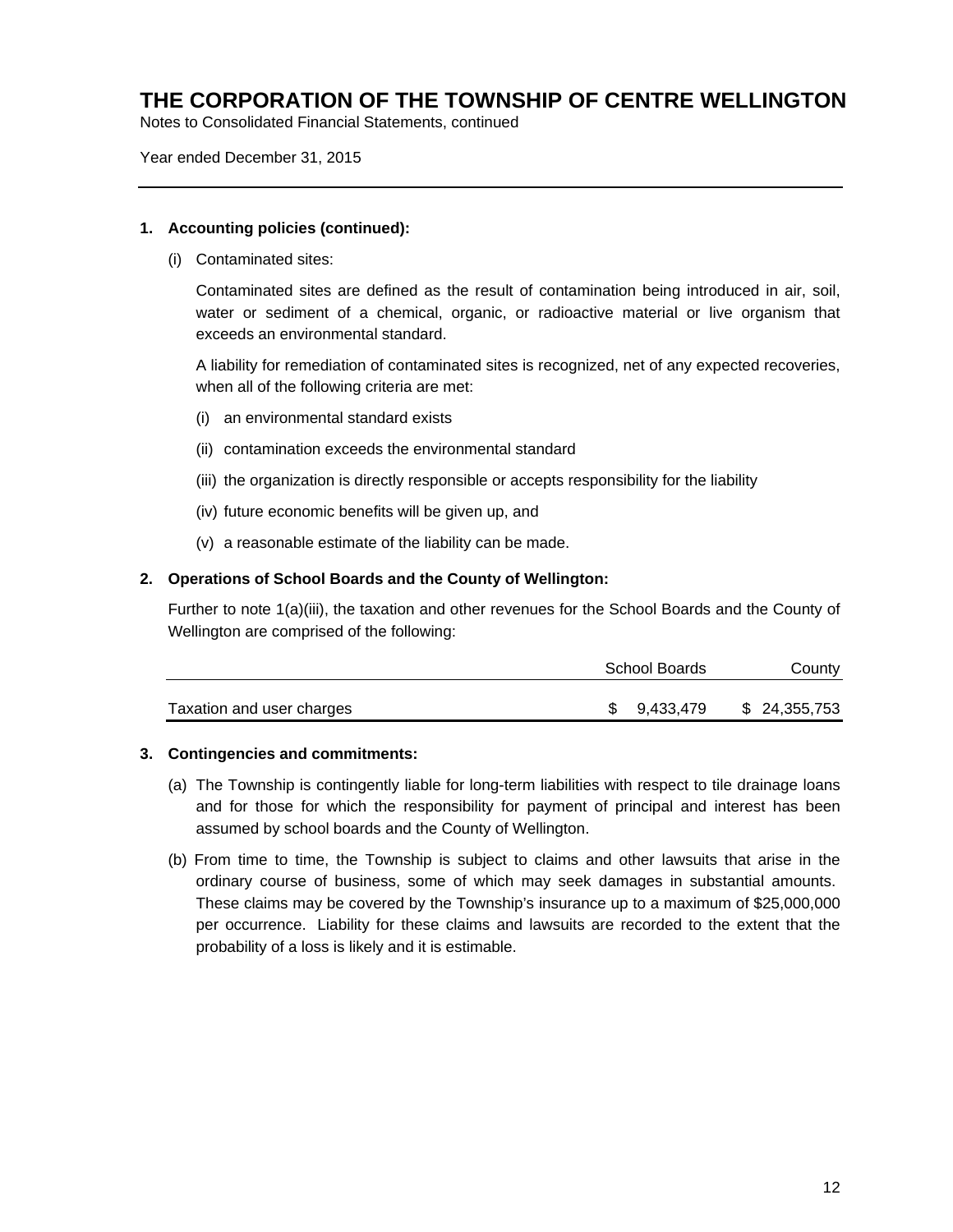# THE CORPORATION OF THE TOWNSHIP OF CENTRE WELLINGTON

Notes to Consolidated Financial Statements, continued

Year ended December 31, 2015

---

**1. Accounting policies (continued):**

(i) Contaminated sites:

Contaminated sites are defined as the result of contamination being introduced in air, soil, water or sediment of a chemical, organic, or radioactive material or live organism that exceeds an environmental standard.

A liability for remediation of contaminated sites is recognized, net of any expected recoveries, when all of the following criteria are met:

(i) an environmental standard exists

(ii) contamination exceeds the environmental standard

(iii) the organization is directly responsible or accepts responsibility for the liability

(iv) future economic benefits will be given up, and

(v) a reasonable estimate of the liability can be made.

**2. Operations of School Boards and the County of Wellington:**

Further to note 1(a)(iii), the taxation and other revenues for the School Boards and the County of Wellington are comprised of the following:

| | School Boards | County |
|---|---|---|
| Taxation and user charges | $ 9,433,479 | $ 24,355,753 |

**3. Contingencies and commitments:**

(a) The Township is contingently liable for long-term liabilities with respect to tile drainage loans and for those for which the responsibility for payment of principal and interest has been assumed by school boards and the County of Wellington.

(b) From time to time, the Township is subject to claims and other lawsuits that arise in the ordinary course of business, some of which may seek damages in substantial amounts. These claims may be covered by the Township's insurance up to a maximum of $25,000,000 per occurrence. Liability for these claims and lawsuits are recorded to the extent that the probability of a loss is likely and it is estimable.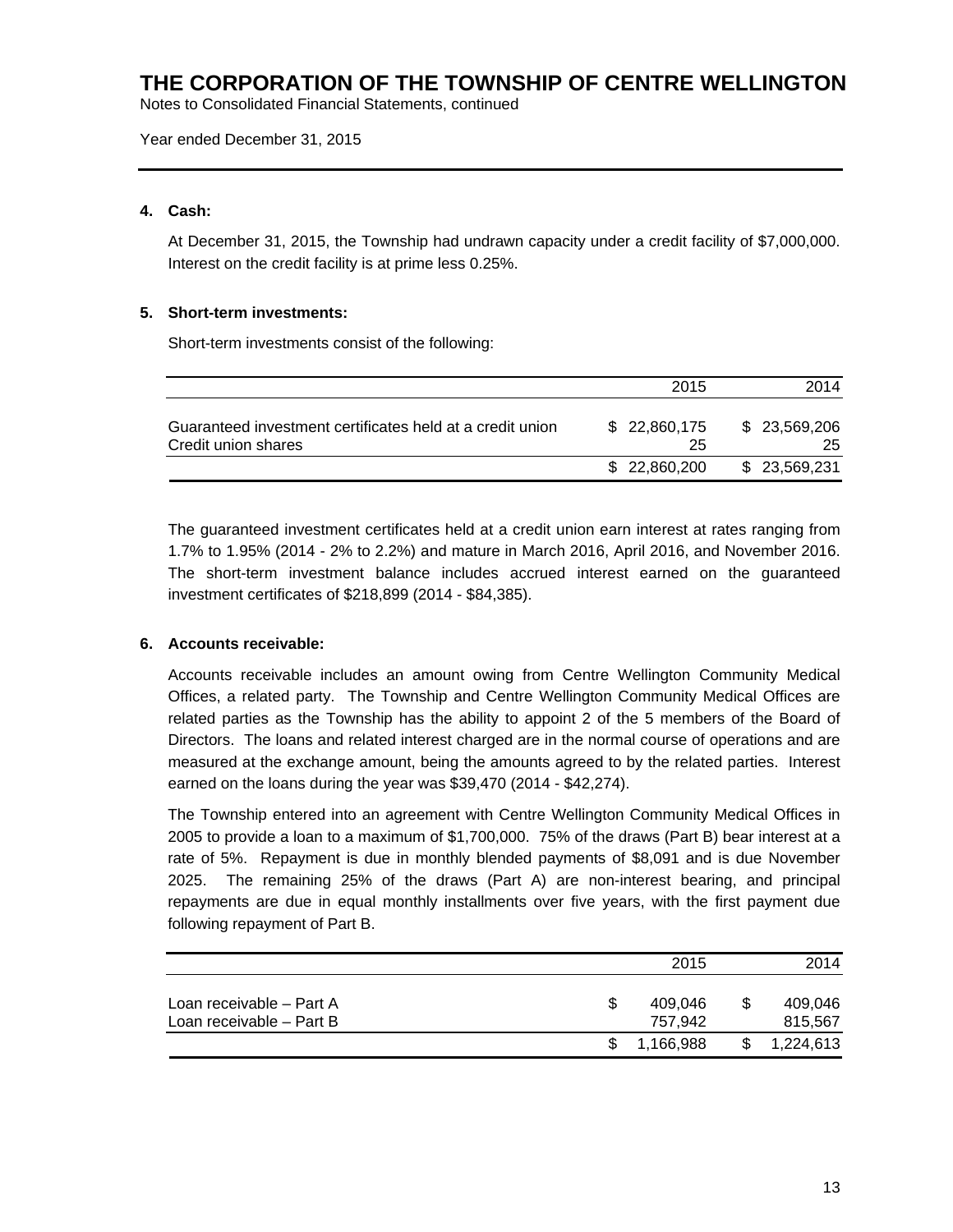# THE CORPORATION OF THE TOWNSHIP OF CENTRE WELLINGTON

Notes to Consolidated Financial Statements, continued

Year ended December 31, 2015

## 4. Cash:

At December 31, 2015, the Township had undrawn capacity under a credit facility of $7,000,000. Interest on the credit facility is at prime less 0.25%.

## 5. Short-term investments:

Short-term investments consist of the following:

| | 2015 | 2014 |
|---|---:|---:|
| Guaranteed investment certificates held at a credit union | $ 22,860,175 | $ 23,569,206 |
| Credit union shares | 25 | 25 |
| | $ 22,860,200 | $ 23,569,231 |

The guaranteed investment certificates held at a credit union earn interest at rates ranging from 1.7% to 1.95% (2014 - 2% to 2.2%) and mature in March 2016, April 2016, and November 2016. The short-term investment balance includes accrued interest earned on the guaranteed investment certificates of $218,899 (2014 - $84,385).

## 6. Accounts receivable:

Accounts receivable includes an amount owing from Centre Wellington Community Medical Offices, a related party. The Township and Centre Wellington Community Medical Offices are related parties as the Township has the ability to appoint 2 of the 5 members of the Board of Directors. The loans and related interest charged are in the normal course of operations and are measured at the exchange amount, being the amounts agreed to by the related parties. Interest earned on the loans during the year was $39,470 (2014 - $42,274).

The Township entered into an agreement with Centre Wellington Community Medical Offices in 2005 to provide a loan to a maximum of $1,700,000. 75% of the draws (Part B) bear interest at a rate of 5%. Repayment is due in monthly blended payments of $8,091 and is due November 2025. The remaining 25% of the draws (Part A) are non-interest bearing, and principal repayments are due in equal monthly installments over five years, with the first payment due following repayment of Part B.

| | 2015 | 2014 |
|---|---:|---:|
| Loan receivable – Part A | $ 409,046 | $ 409,046 |
| Loan receivable – Part B | 757,942 | 815,567 |
| | $ 1,166,988 | $ 1,224,613 |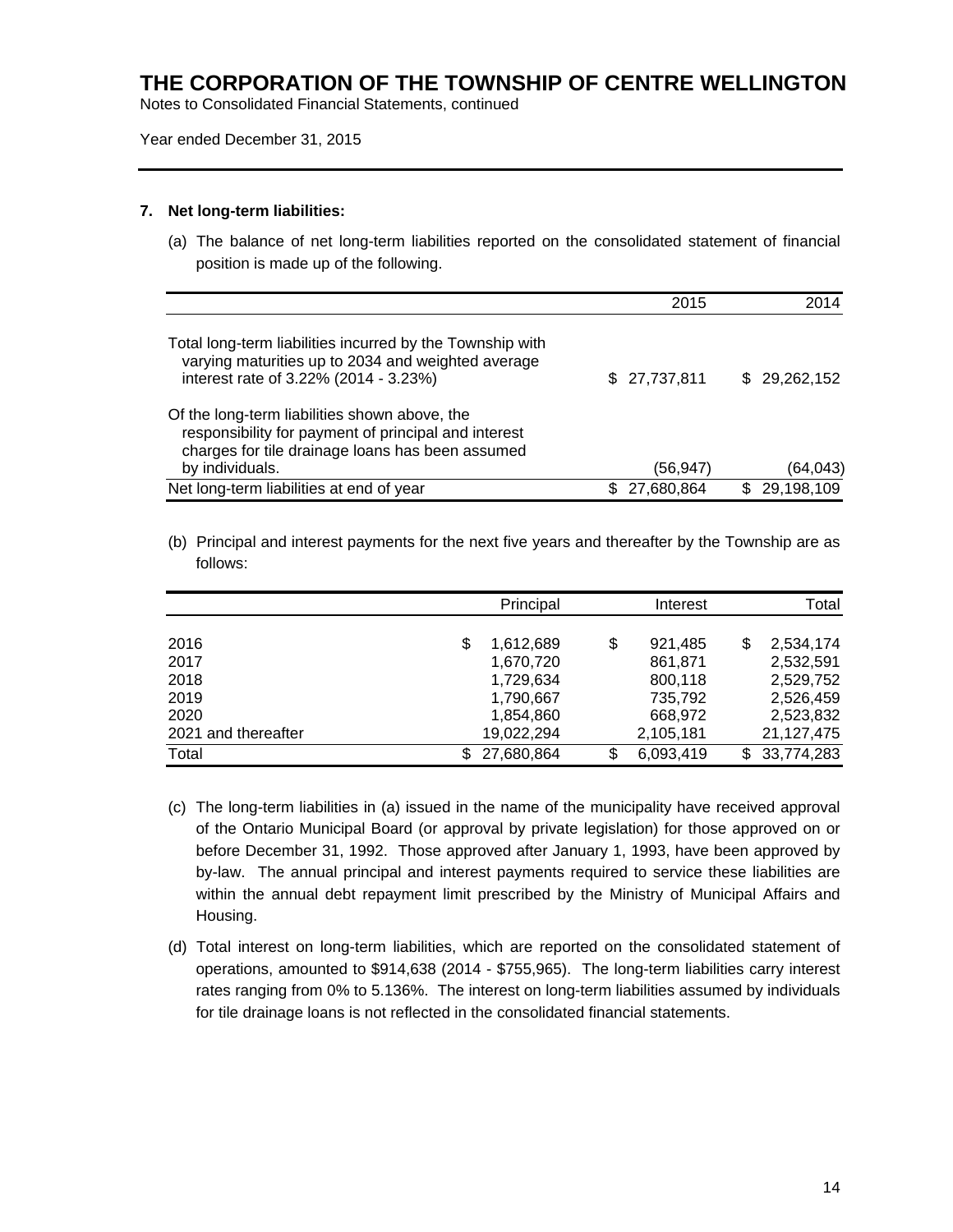# THE CORPORATION OF THE TOWNSHIP OF CENTRE WELLINGTON

Notes to Consolidated Financial Statements, continued

Year ended December 31, 2015

**7. Net long-term liabilities:**

(a) The balance of net long-term liabilities reported on the consolidated statement of financial position is made up of the following.

| | 2015 | 2014 |
|---|---|---|
| Total long-term liabilities incurred by the Township with varying maturities up to 2034 and weighted average interest rate of 3.22% (2014 - 3.23%) | $ 27,737,811 | $ 29,262,152 |
| Of the long-term liabilities shown above, the responsibility for payment of principal and interest charges for tile drainage loans has been assumed by individuals. | (56,947) | (64,043) |
| Net long-term liabilities at end of year | $ 27,680,864 | $ 29,198,109 |

(b) Principal and interest payments for the next five years and thereafter by the Township are as follows:

| | Principal | Interest | Total |
|---|---|---|---|
| 2016 | $ 1,612,689 | $ 921,485 | $ 2,534,174 |
| 2017 | 1,670,720 | 861,871 | 2,532,591 |
| 2018 | 1,729,634 | 800,118 | 2,529,752 |
| 2019 | 1,790,667 | 735,792 | 2,526,459 |
| 2020 | 1,854,860 | 668,972 | 2,523,832 |
| 2021 and thereafter | 19,022,294 | 2,105,181 | 21,127,475 |
| Total | $ 27,680,864 | $ 6,093,419 | $ 33,774,283 |

(c) The long-term liabilities in (a) issued in the name of the municipality have received approval of the Ontario Municipal Board (or approval by private legislation) for those approved on or before December 31, 1992. Those approved after January 1, 1993, have been approved by by-law. The annual principal and interest payments required to service these liabilities are within the annual debt repayment limit prescribed by the Ministry of Municipal Affairs and Housing.

(d) Total interest on long-term liabilities, which are reported on the consolidated statement of operations, amounted to $914,638 (2014 - $755,965). The long-term liabilities carry interest rates ranging from 0% to 5.136%. The interest on long-term liabilities assumed by individuals for tile drainage loans is not reflected in the consolidated financial statements.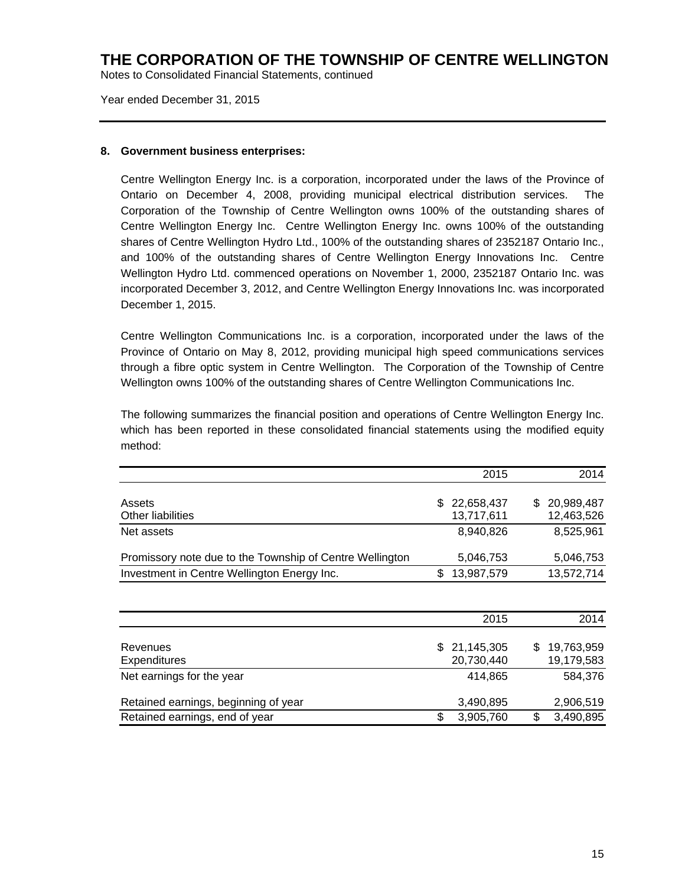# THE CORPORATION OF THE TOWNSHIP OF CENTRE WELLINGTON

Notes to Consolidated Financial Statements, continued

Year ended December 31, 2015

## 8. Government business enterprises:

Centre Wellington Energy Inc. is a corporation, incorporated under the laws of the Province of Ontario on December 4, 2008, providing municipal electrical distribution services. The Corporation of the Township of Centre Wellington owns 100% of the outstanding shares of Centre Wellington Energy Inc. Centre Wellington Energy Inc. owns 100% of the outstanding shares of Centre Wellington Hydro Ltd., 100% of the outstanding shares of 2352187 Ontario Inc., and 100% of the outstanding shares of Centre Wellington Energy Innovations Inc. Centre Wellington Hydro Ltd. commenced operations on November 1, 2000, 2352187 Ontario Inc. was incorporated December 3, 2012, and Centre Wellington Energy Innovations Inc. was incorporated December 1, 2015.

Centre Wellington Communications Inc. is a corporation, incorporated under the laws of the Province of Ontario on May 8, 2012, providing municipal high speed communications services through a fibre optic system in Centre Wellington. The Corporation of the Township of Centre Wellington owns 100% of the outstanding shares of Centre Wellington Communications Inc.

The following summarizes the financial position and operations of Centre Wellington Energy Inc. which has been reported in these consolidated financial statements using the modified equity method:

| | 2015 | 2014 |
|---|---|---|
| Assets | $ 22,658,437 | $ 20,989,487 |
| Other liabilities | 13,717,611 | 12,463,526 |
| Net assets | 8,940,826 | 8,525,961 |
| Promissory note due to the Township of Centre Wellington | 5,046,753 | 5,046,753 |
| Investment in Centre Wellington Energy Inc. | $ 13,987,579 | 13,572,714 |

| | 2015 | 2014 |
|---|---|---|
| Revenues | $ 21,145,305 | $ 19,763,959 |
| Expenditures | 20,730,440 | 19,179,583 |
| Net earnings for the year | 414,865 | 584,376 |
| Retained earnings, beginning of year | 3,490,895 | 2,906,519 |
| Retained earnings, end of year | $ 3,905,760 | $ 3,490,895 |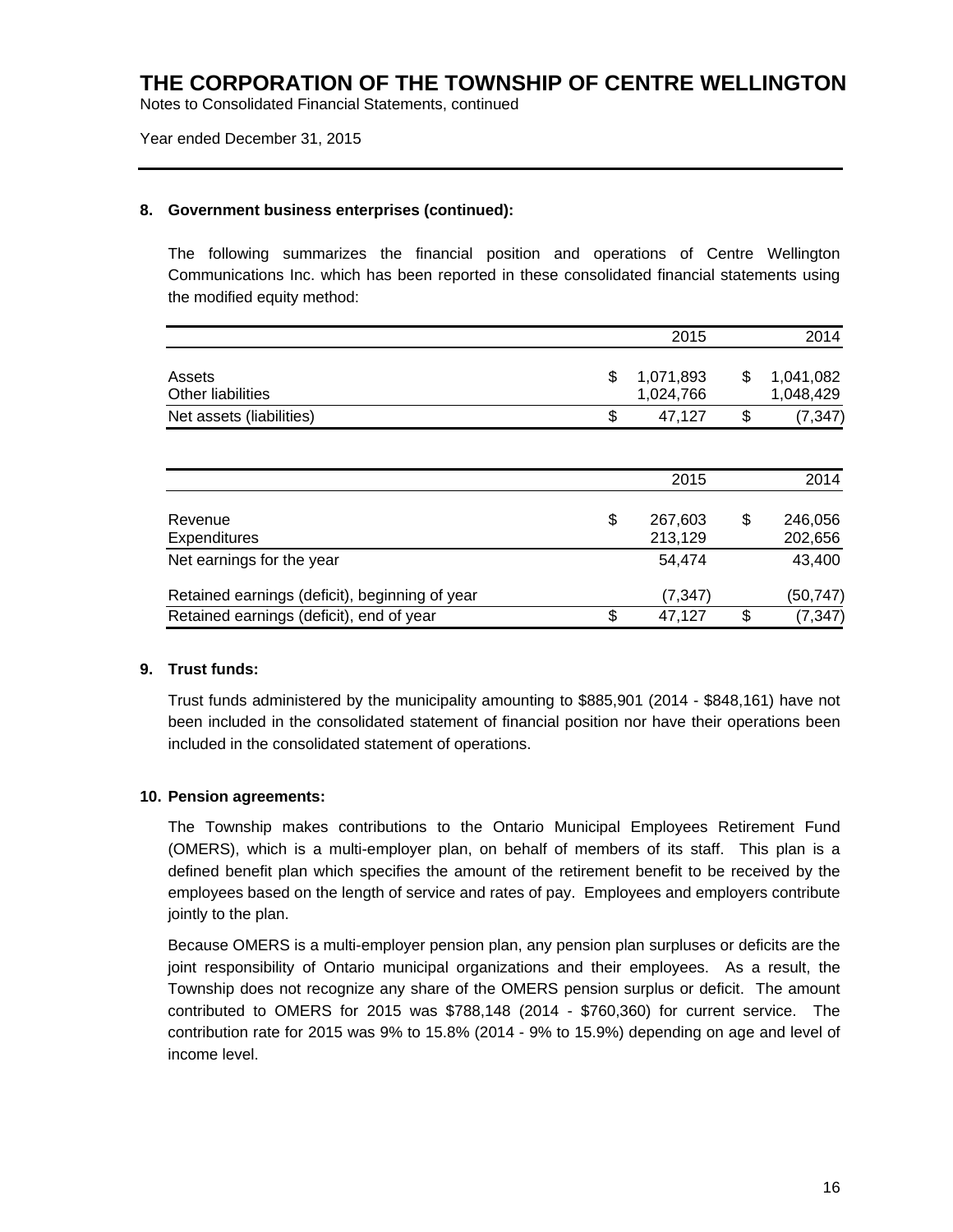# THE CORPORATION OF THE TOWNSHIP OF CENTRE WELLINGTON

Notes to Consolidated Financial Statements, continued

Year ended December 31, 2015

**8. Government business enterprises (continued):**

The following summarizes the financial position and operations of Centre Wellington Communications Inc. which has been reported in these consolidated financial statements using the modified equity method:

| | 2015 | 2014 |
|---|---|---|
| Assets | $ 1,071,893 | $ 1,041,082 |
| Other liabilities | 1,024,766 | 1,048,429 |
| Net assets (liabilities) | $ 47,127 | $ (7,347) |

| | 2015 | 2014 |
|---|---|---|
| Revenue | $ 267,603 | $ 246,056 |
| Expenditures | 213,129 | 202,656 |
| Net earnings for the year | 54,474 | 43,400 |
| Retained earnings (deficit), beginning of year | (7,347) | (50,747) |
| Retained earnings (deficit), end of year | $ 47,127 | $ (7,347) |

**9. Trust funds:**

Trust funds administered by the municipality amounting to $885,901 (2014 - $848,161) have not been included in the consolidated statement of financial position nor have their operations been included in the consolidated statement of operations.

**10. Pension agreements:**

The Township makes contributions to the Ontario Municipal Employees Retirement Fund (OMERS), which is a multi-employer plan, on behalf of members of its staff. This plan is a defined benefit plan which specifies the amount of the retirement benefit to be received by the employees based on the length of service and rates of pay. Employees and employers contribute jointly to the plan.

Because OMERS is a multi-employer pension plan, any pension plan surpluses or deficits are the joint responsibility of Ontario municipal organizations and their employees. As a result, the Township does not recognize any share of the OMERS pension surplus or deficit. The amount contributed to OMERS for 2015 was $788,148 (2014 - $760,360) for current service. The contribution rate for 2015 was 9% to 15.8% (2014 - 9% to 15.9%) depending on age and level of income level.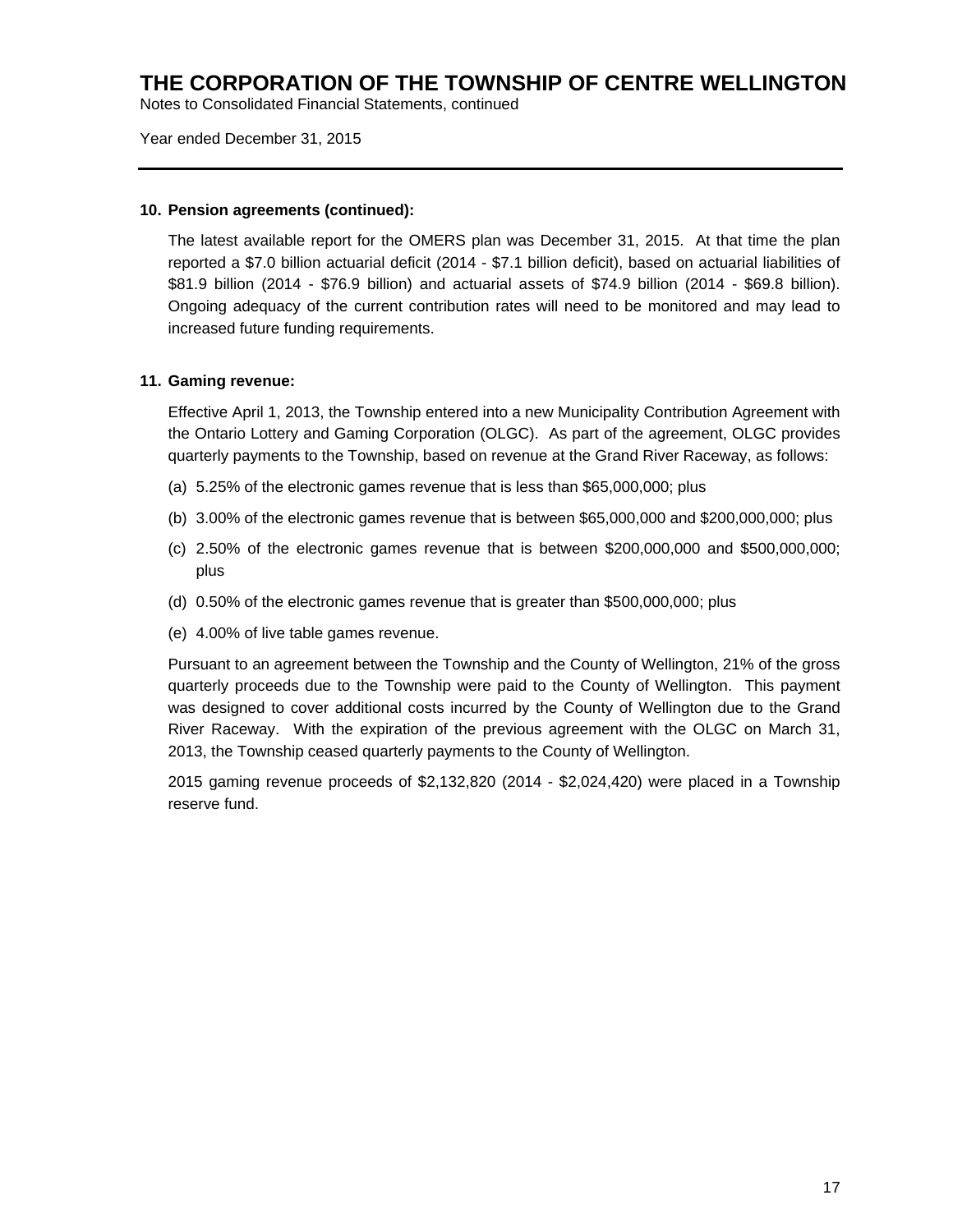## 10. Pension agreements (continued):

The latest available report for the OMERS plan was December 31, 2015. At that time the plan reported a $7.0 billion actuarial deficit (2014 - $7.1 billion deficit), based on actuarial liabilities of $81.9 billion (2014 - $76.9 billion) and actuarial assets of $74.9 billion (2014 - $69.8 billion). Ongoing adequacy of the current contribution rates will need to be monitored and may lead to increased future funding requirements.

## 11. Gaming revenue:

Effective April 1, 2013, the Township entered into a new Municipality Contribution Agreement with the Ontario Lottery and Gaming Corporation (OLGC). As part of the agreement, OLGC provides quarterly payments to the Township, based on revenue at the Grand River Raceway, as follows:

(a) 5.25% of the electronic games revenue that is less than $65,000,000; plus

(b) 3.00% of the electronic games revenue that is between $65,000,000 and $200,000,000; plus

(c) 2.50% of the electronic games revenue that is between $200,000,000 and $500,000,000; plus

(d) 0.50% of the electronic games revenue that is greater than $500,000,000; plus

(e) 4.00% of live table games revenue.

Pursuant to an agreement between the Township and the County of Wellington, 21% of the gross quarterly proceeds due to the Township were paid to the County of Wellington. This payment was designed to cover additional costs incurred by the County of Wellington due to the Grand River Raceway. With the expiration of the previous agreement with the OLGC on March 31, 2013, the Township ceased quarterly payments to the County of Wellington.

2015 gaming revenue proceeds of $2,132,820 (2014 - $2,024,420) were placed in a Township reserve fund.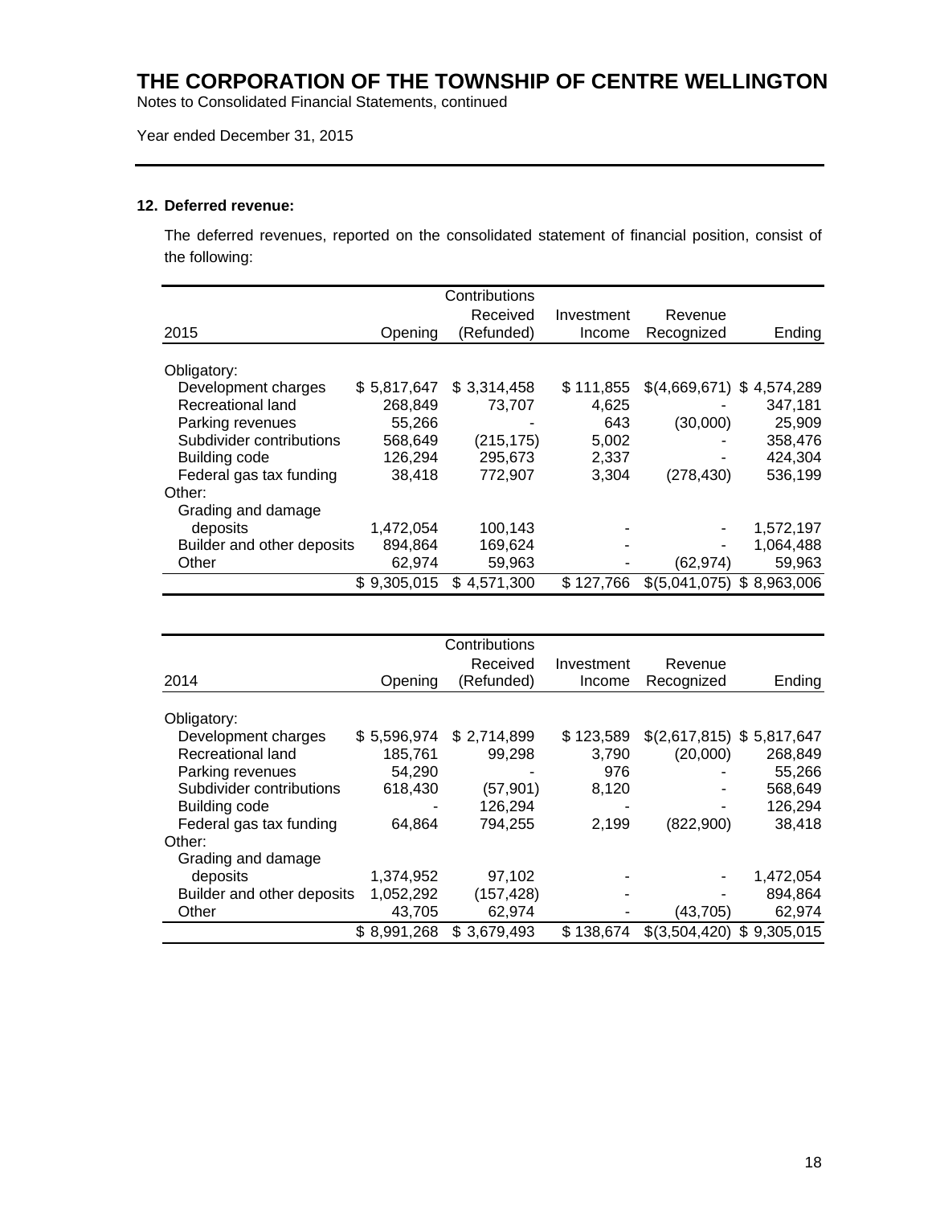# THE CORPORATION OF THE TOWNSHIP OF CENTRE WELLINGTON

Notes to Consolidated Financial Statements, continued

Year ended December 31, 2015

## 12. Deferred revenue:

The deferred revenues, reported on the consolidated statement of financial position, consist of the following:

| 2015 | Opening | Contributions Received (Refunded) | Investment Income | Revenue Recognized | Ending |
|---|---|---|---|---|---|
| Obligatory: | | | | | |
| Development charges | $ 5,817,647 | $ 3,314,458 | $ 111,855 | $(4,669,671) | $ 4,574,289 |
| Recreational land | 268,849 | 73,707 | 4,625 | - | 347,181 |
| Parking revenues | 55,266 | - | 643 | (30,000) | 25,909 |
| Subdivider contributions | 568,649 | (215,175) | 5,002 | - | 358,476 |
| Building code | 126,294 | 295,673 | 2,337 | - | 424,304 |
| Federal gas tax funding | 38,418 | 772,907 | 3,304 | (278,430) | 536,199 |
| Other: | | | | | |
| Grading and damage deposits | 1,472,054 | 100,143 | - | - | 1,572,197 |
| Builder and other deposits | 894,864 | 169,624 | - | - | 1,064,488 |
| Other | 62,974 | 59,963 | - | (62,974) | 59,963 |
| | $ 9,305,015 | $ 4,571,300 | $ 127,766 | $(5,041,075) | $ 8,963,006 |

| 2014 | Opening | Contributions Received (Refunded) | Investment Income | Revenue Recognized | Ending |
|---|---|---|---|---|---|
| Obligatory: | | | | | |
| Development charges | $ 5,596,974 | $ 2,714,899 | $ 123,589 | $(2,617,815) | $ 5,817,647 |
| Recreational land | 185,761 | 99,298 | 3,790 | (20,000) | 268,849 |
| Parking revenues | 54,290 | - | 976 | - | 55,266 |
| Subdivider contributions | 618,430 | (57,901) | 8,120 | - | 568,649 |
| Building code | - | 126,294 | - | - | 126,294 |
| Federal gas tax funding | 64,864 | 794,255 | 2,199 | (822,900) | 38,418 |
| Other: | | | | | |
| Grading and damage deposits | 1,374,952 | 97,102 | - | - | 1,472,054 |
| Builder and other deposits | 1,052,292 | (157,428) | - | - | 894,864 |
| Other | 43,705 | 62,974 | - | (43,705) | 62,974 |
| | $ 8,991,268 | $ 3,679,493 | $ 138,674 | $(3,504,420) | $ 9,305,015 |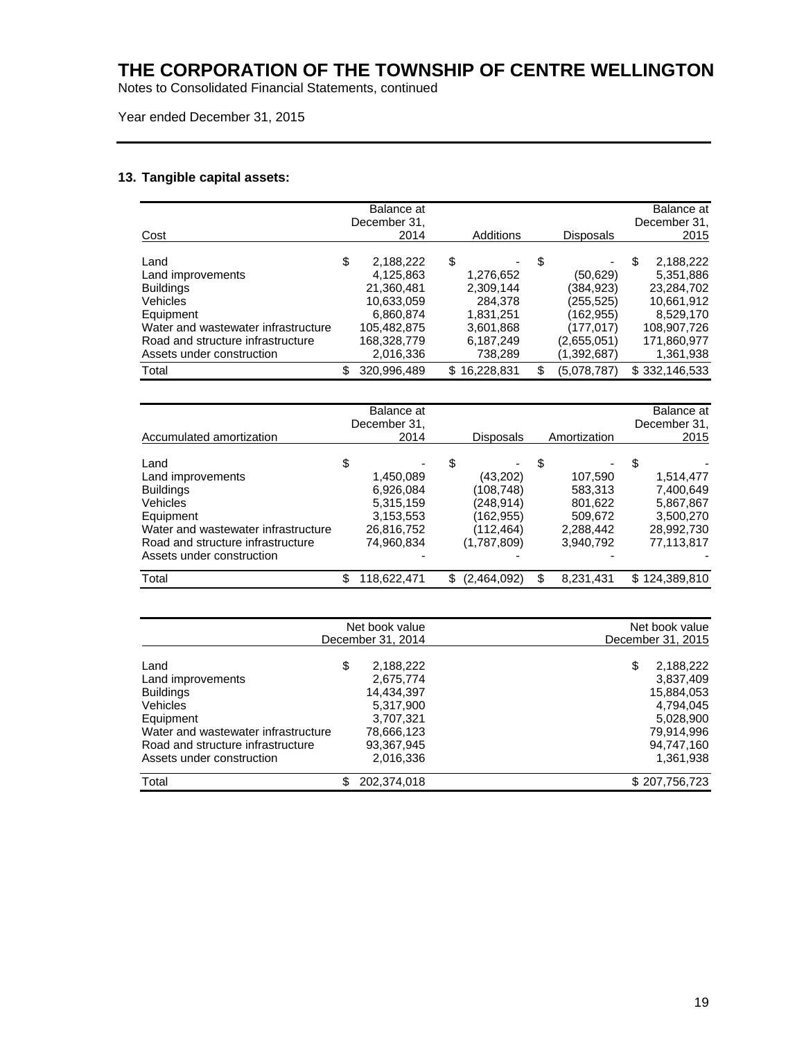# THE CORPORATION OF THE TOWNSHIP OF CENTRE WELLINGTON

Notes to Consolidated Financial Statements, continued

Year ended December 31, 2015

## 13. Tangible capital assets:

| Cost | Balance at December 31, 2014 | Additions | Disposals | Balance at December 31, 2015 |
|---|---|---|---|---|
| Land | $ 2,188,222 | $ - | $ - | $ 2,188,222 |
| Land improvements | 4,125,863 | 1,276,652 | (50,629) | 5,351,886 |
| Buildings | 21,360,481 | 2,309,144 | (384,923) | 23,284,702 |
| Vehicles | 10,633,059 | 284,378 | (255,525) | 10,661,912 |
| Equipment | 6,860,874 | 1,831,251 | (162,955) | 8,529,170 |
| Water and wastewater infrastructure | 105,482,875 | 3,601,868 | (177,017) | 108,907,726 |
| Road and structure infrastructure | 168,328,779 | 6,187,249 | (2,655,051) | 171,860,977 |
| Assets under construction | 2,016,336 | 738,289 | (1,392,687) | 1,361,938 |
| Total | $ 320,996,489 | $ 16,228,831 | $ (5,078,787) | $ 332,146,533 |

| Accumulated amortization | Balance at December 31, 2014 | Disposals | Amortization | Balance at December 31, 2015 |
|---|---|---|---|---|
| Land | $ - | $ - | $ - | $ - |
| Land improvements | 1,450,089 | (43,202) | 107,590 | 1,514,477 |
| Buildings | 6,926,084 | (108,748) | 583,313 | 7,400,649 |
| Vehicles | 5,315,159 | (248,914) | 801,622 | 5,867,867 |
| Equipment | 3,153,553 | (162,955) | 509,672 | 3,500,270 |
| Water and wastewater infrastructure | 26,816,752 | (112,464) | 2,288,442 | 28,992,730 |
| Road and structure infrastructure | 74,960,834 | (1,787,809) | 3,940,792 | 77,113,817 |
| Assets under construction | - | - | - | - |
| Total | $ 118,622,471 | $ (2,464,092) | $ 8,231,431 | $ 124,389,810 |

| | Net book value December 31, 2014 | Net book value December 31, 2015 |
|---|---|---|
| Land | $ 2,188,222 | $ 2,188,222 |
| Land improvements | 2,675,774 | 3,837,409 |
| Buildings | 14,434,397 | 15,884,053 |
| Vehicles | 5,317,900 | 4,794,045 |
| Equipment | 3,707,321 | 5,028,900 |
| Water and wastewater infrastructure | 78,666,123 | 79,914,996 |
| Road and structure infrastructure | 93,367,945 | 94,747,160 |
| Assets under construction | 2,016,336 | 1,361,938 |
| Total | $ 202,374,018 | $ 207,756,723 |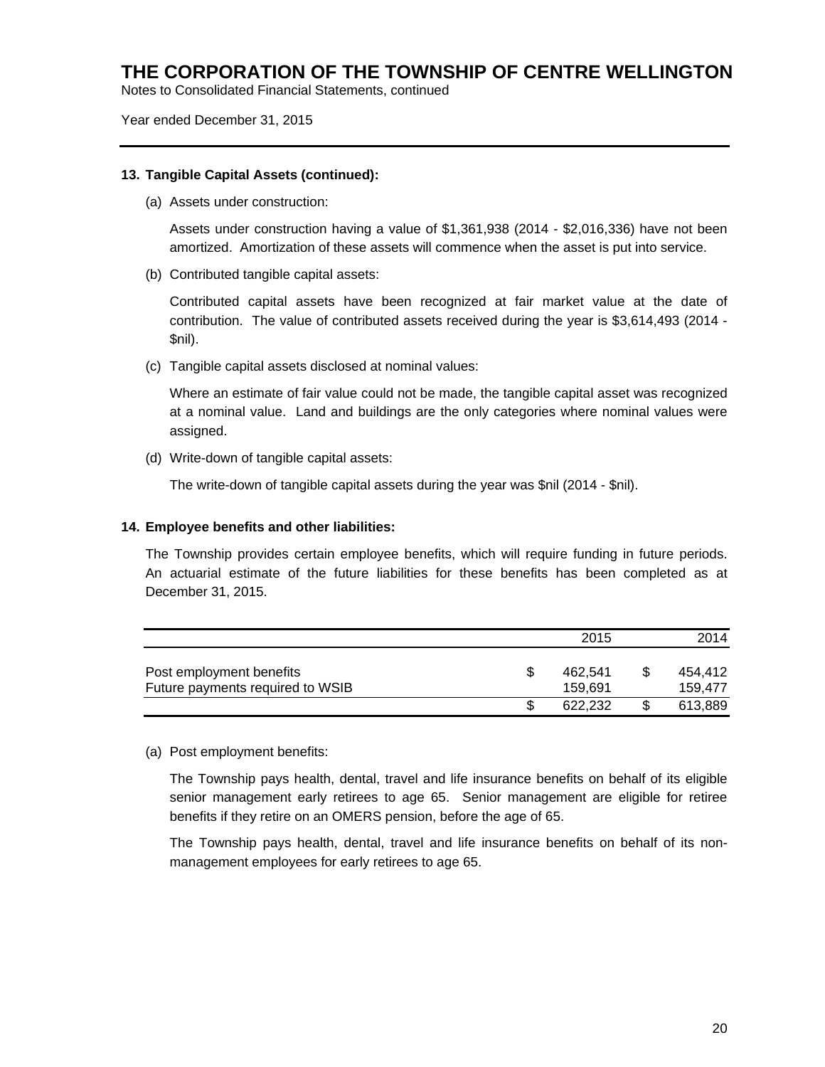**13. Tangible Capital Assets (continued):**

(a) Assets under construction:

Assets under construction having a value of $1,361,938 (2014 - $2,016,336) have not been amortized. Amortization of these assets will commence when the asset is put into service.

(b) Contributed tangible capital assets:

Contributed capital assets have been recognized at fair market value at the date of contribution. The value of contributed assets received during the year is $3,614,493 (2014 - $nil).

(c) Tangible capital assets disclosed at nominal values:

Where an estimate of fair value could not be made, the tangible capital asset was recognized at a nominal value. Land and buildings are the only categories where nominal values were assigned.

(d) Write-down of tangible capital assets:

The write-down of tangible capital assets during the year was $nil (2014 - $nil).

**14. Employee benefits and other liabilities:**

The Township provides certain employee benefits, which will require funding in future periods. An actuarial estimate of the future liabilities for these benefits has been completed as at December 31, 2015.

| | 2015 | 2014 |
|---|---|---|
| Post employment benefits | $ 462,541 | $ 454,412 |
| Future payments required to WSIB | 159,691 | 159,477 |
| | $ 622,232 | $ 613,889 |

(a) Post employment benefits:

The Township pays health, dental, travel and life insurance benefits on behalf of its eligible senior management early retirees to age 65. Senior management are eligible for retiree benefits if they retire on an OMERS pension, before the age of 65.

The Township pays health, dental, travel and life insurance benefits on behalf of its non-management employees for early retirees to age 65.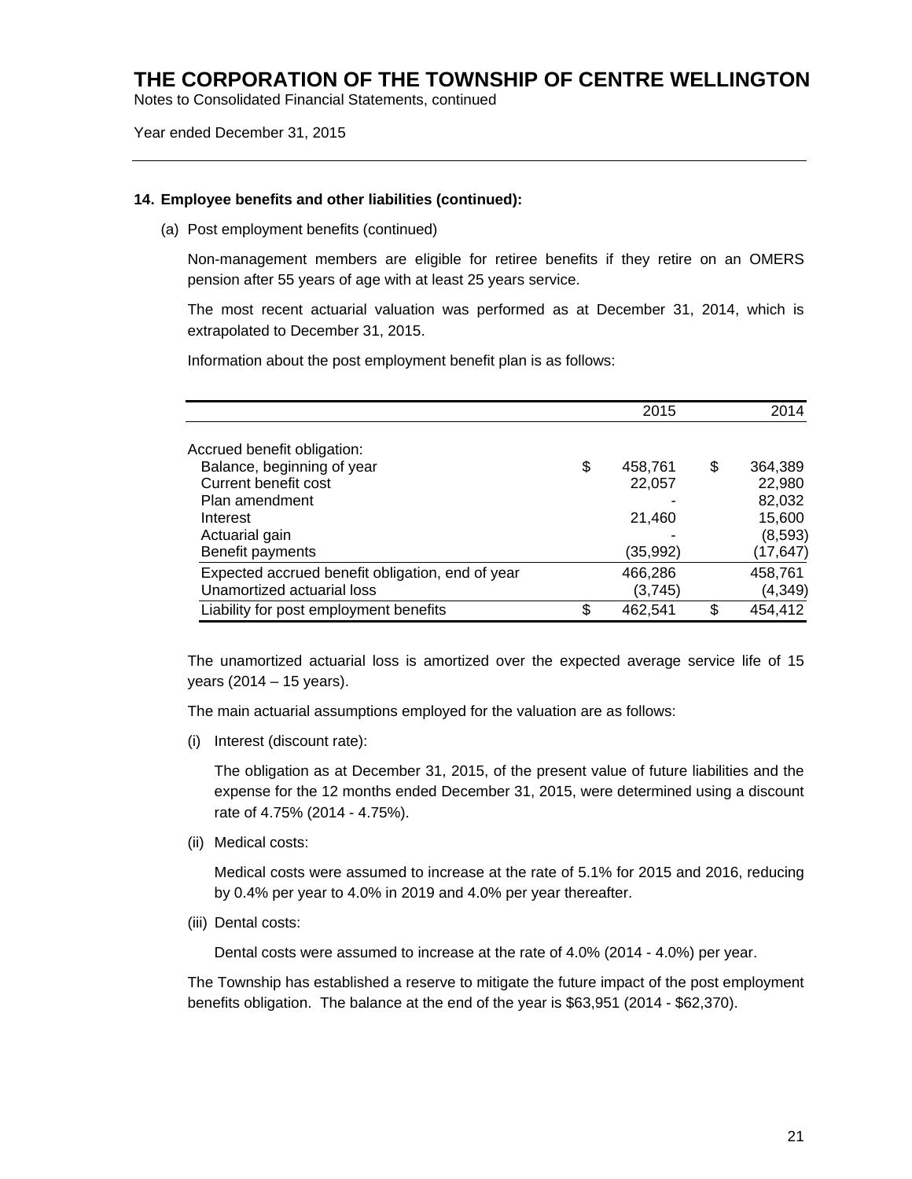**14. Employee benefits and other liabilities (continued):**

(a) Post employment benefits (continued)

Non-management members are eligible for retiree benefits if they retire on an OMERS pension after 55 years of age with at least 25 years service.

The most recent actuarial valuation was performed as at December 31, 2014, which is extrapolated to December 31, 2015.

Information about the post employment benefit plan is as follows:

| | 2015 | 2014 |
|---|---|---|
| Accrued benefit obligation: | | |
| Balance, beginning of year | $ 458,761 | $ 364,389 |
| Current benefit cost | 22,057 | 22,980 |
| Plan amendment | - | 82,032 |
| Interest | 21,460 | 15,600 |
| Actuarial gain | - | (8,593) |
| Benefit payments | (35,992) | (17,647) |
| Expected accrued benefit obligation, end of year | 466,286 | 458,761 |
| Unamortized actuarial loss | (3,745) | (4,349) |
| Liability for post employment benefits | $ 462,541 | $ 454,412 |

The unamortized actuarial loss is amortized over the expected average service life of 15 years (2014 – 15 years).

The main actuarial assumptions employed for the valuation are as follows:

(i) Interest (discount rate):

The obligation as at December 31, 2015, of the present value of future liabilities and the expense for the 12 months ended December 31, 2015, were determined using a discount rate of 4.75% (2014 - 4.75%).

(ii) Medical costs:

Medical costs were assumed to increase at the rate of 5.1% for 2015 and 2016, reducing by 0.4% per year to 4.0% in 2019 and 4.0% per year thereafter.

(iii) Dental costs:

Dental costs were assumed to increase at the rate of 4.0% (2014 - 4.0%) per year.

The Township has established a reserve to mitigate the future impact of the post employment benefits obligation. The balance at the end of the year is $63,951 (2014 - $62,370).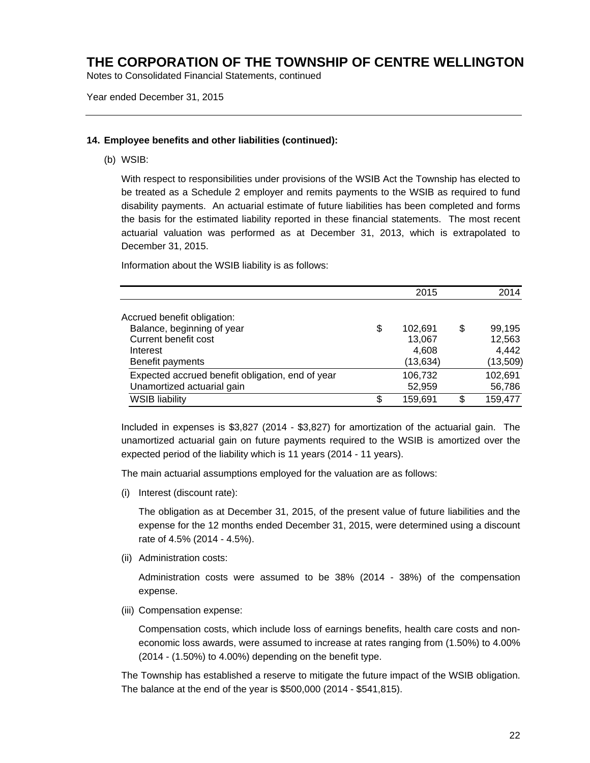# THE CORPORATION OF THE TOWNSHIP OF CENTRE WELLINGTON

Notes to Consolidated Financial Statements, continued

Year ended December 31, 2015

---

**14. Employee benefits and other liabilities (continued):**

(b) WSIB:

With respect to responsibilities under provisions of the WSIB Act the Township has elected to be treated as a Schedule 2 employer and remits payments to the WSIB as required to fund disability payments. An actuarial estimate of future liabilities has been completed and forms the basis for the estimated liability reported in these financial statements. The most recent actuarial valuation was performed as at December 31, 2013, which is extrapolated to December 31, 2015.

Information about the WSIB liability is as follows:

| | 2015 | 2014 |
|---|---|---|
| Accrued benefit obligation: | | |
| Balance, beginning of year | $ 102,691 | $ 99,195 |
| Current benefit cost | 13,067 | 12,563 |
| Interest | 4,608 | 4,442 |
| Benefit payments | (13,634) | (13,509) |
| Expected accrued benefit obligation, end of year | 106,732 | 102,691 |
| Unamortized actuarial gain | 52,959 | 56,786 |
| WSIB liability | $ 159,691 | $ 159,477 |

Included in expenses is $3,827 (2014 - $3,827) for amortization of the actuarial gain. The unamortized actuarial gain on future payments required to the WSIB is amortized over the expected period of the liability which is 11 years (2014 - 11 years).

The main actuarial assumptions employed for the valuation are as follows:

(i) Interest (discount rate):

The obligation as at December 31, 2015, of the present value of future liabilities and the expense for the 12 months ended December 31, 2015, were determined using a discount rate of 4.5% (2014 - 4.5%).

(ii) Administration costs:

Administration costs were assumed to be 38% (2014 - 38%) of the compensation expense.

(iii) Compensation expense:

Compensation costs, which include loss of earnings benefits, health care costs and non-economic loss awards, were assumed to increase at rates ranging from (1.50%) to 4.00% (2014 - (1.50%) to 4.00%) depending on the benefit type.

The Township has established a reserve to mitigate the future impact of the WSIB obligation. The balance at the end of the year is $500,000 (2014 - $541,815).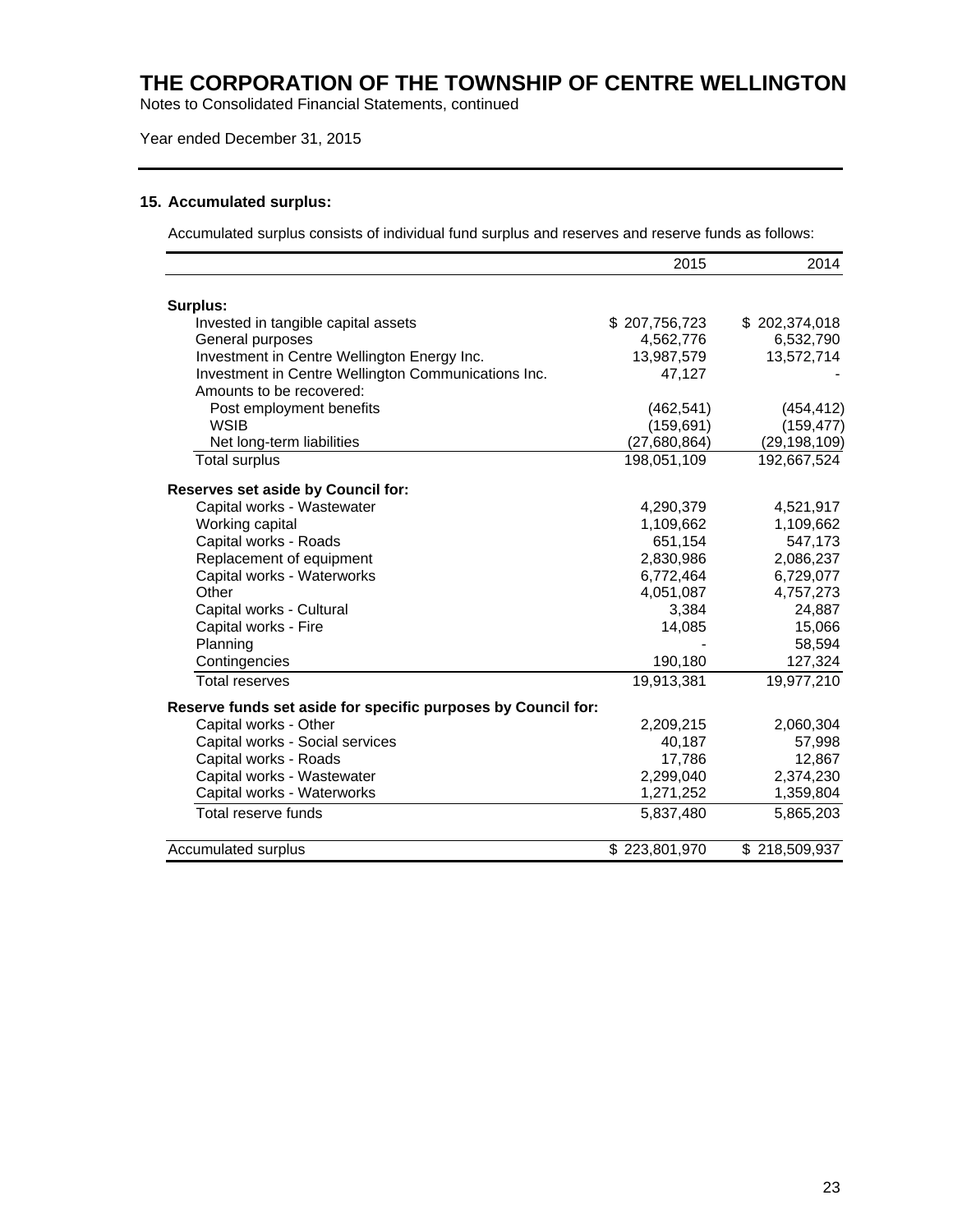# THE CORPORATION OF THE TOWNSHIP OF CENTRE WELLINGTON

Notes to Consolidated Financial Statements, continued

Year ended December 31, 2015

### 15. Accumulated surplus:

Accumulated surplus consists of individual fund surplus and reserves and reserve funds as follows:

| | 2015 | 2014 |
|---|---|---|
| **Surplus:** | | |
| Invested in tangible capital assets | $ 207,756,723 | $ 202,374,018 |
| General purposes | 4,562,776 | 6,532,790 |
| Investment in Centre Wellington Energy Inc. | 13,987,579 | 13,572,714 |
| Investment in Centre Wellington Communications Inc. | 47,127 | - |
| Amounts to be recovered: | | |
| Post employment benefits | (462,541) | (454,412) |
| WSIB | (159,691) | (159,477) |
| Net long-term liabilities | (27,680,864) | (29,198,109) |
| Total surplus | 198,051,109 | 192,667,524 |
| **Reserves set aside by Council for:** | | |
| Capital works - Wastewater | 4,290,379 | 4,521,917 |
| Working capital | 1,109,662 | 1,109,662 |
| Capital works - Roads | 651,154 | 547,173 |
| Replacement of equipment | 2,830,986 | 2,086,237 |
| Capital works - Waterworks | 6,772,464 | 6,729,077 |
| Other | 4,051,087 | 4,757,273 |
| Capital works - Cultural | 3,384 | 24,887 |
| Capital works - Fire | 14,085 | 15,066 |
| Planning | - | 58,594 |
| Contingencies | 190,180 | 127,324 |
| Total reserves | 19,913,381 | 19,977,210 |
| **Reserve funds set aside for specific purposes by Council for:** | | |
| Capital works - Other | 2,209,215 | 2,060,304 |
| Capital works - Social services | 40,187 | 57,998 |
| Capital works - Roads | 17,786 | 12,867 |
| Capital works - Wastewater | 2,299,040 | 2,374,230 |
| Capital works - Waterworks | 1,271,252 | 1,359,804 |
| Total reserve funds | 5,837,480 | 5,865,203 |
| Accumulated surplus | $ 223,801,970 | $ 218,509,937 |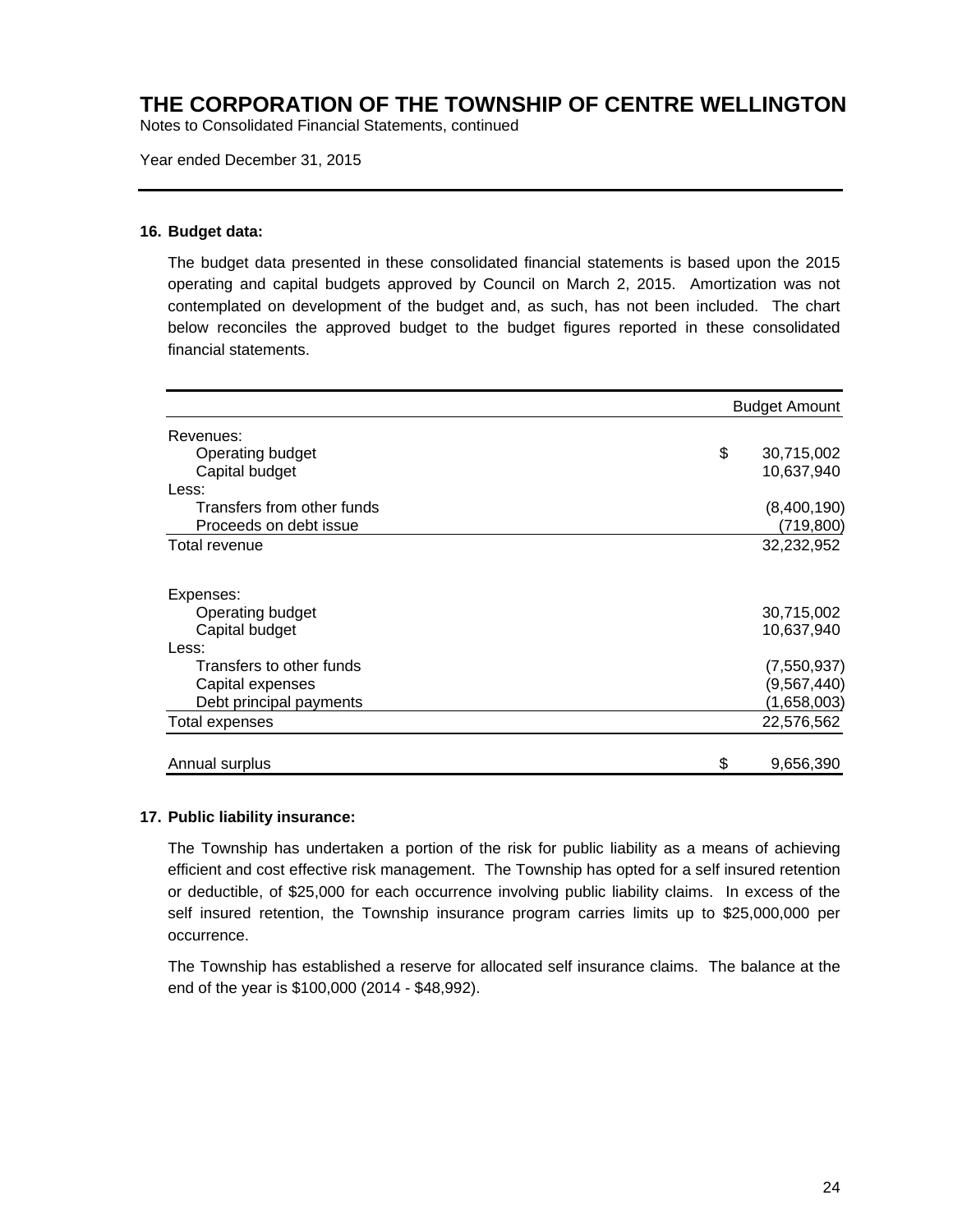# THE CORPORATION OF THE TOWNSHIP OF CENTRE WELLINGTON

Notes to Consolidated Financial Statements, continued

Year ended December 31, 2015

## 16. Budget data:

The budget data presented in these consolidated financial statements is based upon the 2015 operating and capital budgets approved by Council on March 2, 2015. Amortization was not contemplated on development of the budget and, as such, has not been included. The chart below reconciles the approved budget to the budget figures reported in these consolidated financial statements.

| | Budget Amount |
|---|---|
| Revenues: | |
| Operating budget | $ 30,715,002 |
| Capital budget | 10,637,940 |
| Less: | |
| Transfers from other funds | (8,400,190) |
| Proceeds on debt issue | (719,800) |
| Total revenue | 32,232,952 |
| | |
| Expenses: | |
| Operating budget | 30,715,002 |
| Capital budget | 10,637,940 |
| Less: | |
| Transfers to other funds | (7,550,937) |
| Capital expenses | (9,567,440) |
| Debt principal payments | (1,658,003) |
| Total expenses | 22,576,562 |
| | |
| Annual surplus | $ 9,656,390 |

## 17. Public liability insurance:

The Township has undertaken a portion of the risk for public liability as a means of achieving efficient and cost effective risk management. The Township has opted for a self insured retention or deductible, of $25,000 for each occurrence involving public liability claims. In excess of the self insured retention, the Township insurance program carries limits up to $25,000,000 per occurrence.

The Township has established a reserve for allocated self insurance claims. The balance at the end of the year is $100,000 (2014 - $48,992).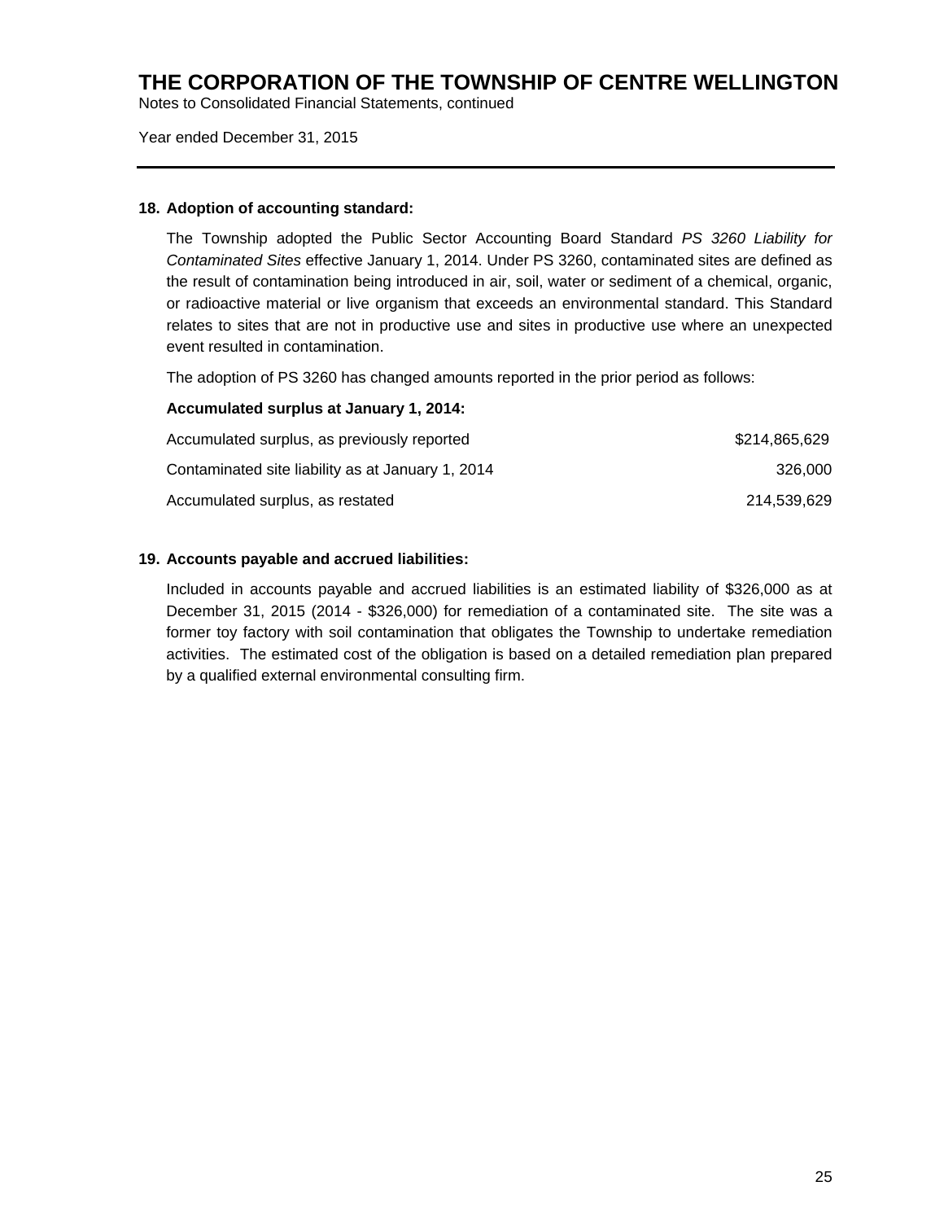# THE CORPORATION OF THE TOWNSHIP OF CENTRE WELLINGTON

Notes to Consolidated Financial Statements, continued

Year ended December 31, 2015

---

## 18. Adoption of accounting standard:

The Township adopted the Public Sector Accounting Board Standard *PS 3260 Liability for Contaminated Sites* effective January 1, 2014. Under PS 3260, contaminated sites are defined as the result of contamination being introduced in air, soil, water or sediment of a chemical, organic, or radioactive material or live organism that exceeds an environmental standard. This Standard relates to sites that are not in productive use and sites in productive use where an unexpected event resulted in contamination.

The adoption of PS 3260 has changed amounts reported in the prior period as follows:

**Accumulated surplus at January 1, 2014:**

| | |
|---|---:|
| Accumulated surplus, as previously reported | $214,865,629 |
| Contaminated site liability as at January 1, 2014 | 326,000 |
| Accumulated surplus, as restated | 214,539,629 |

## 19. Accounts payable and accrued liabilities:

Included in accounts payable and accrued liabilities is an estimated liability of $326,000 as at December 31, 2015 (2014 - $326,000) for remediation of a contaminated site. The site was a former toy factory with soil contamination that obligates the Township to undertake remediation activities. The estimated cost of the obligation is based on a detailed remediation plan prepared by a qualified external environmental consulting firm.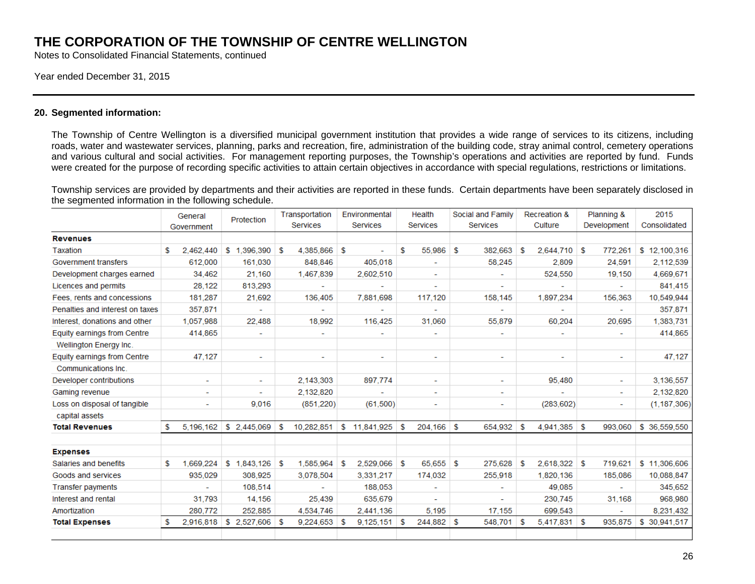# THE CORPORATION OF THE TOWNSHIP OF CENTRE WELLINGTON

Notes to Consolidated Financial Statements, continued

Year ended December 31, 2015

## 20. Segmented information:

The Township of Centre Wellington is a diversified municipal government institution that provides a wide range of services to its citizens, including roads, water and wastewater services, planning, parks and recreation, fire, administration of the building code, stray animal control, cemetery operations and various cultural and social activities. For management reporting purposes, the Township's operations and activities are reported by fund. Funds were created for the purpose of recording specific activities to attain certain objectives in accordance with special regulations, restrictions or limitations.

Township services are provided by departments and their activities are reported in these funds. Certain departments have been separately disclosed in the segmented information in the following schedule.

| | General Government | Protection | Transportation Services | Environmental Services | Health Services | Social and Family Services | Recreation & Culture | Planning & Development | 2015 Consolidated |
|---|---|---|---|---|---|---|---|---|---|
| **Revenues** | | | | | | | | | |
| Taxation | $ 2,462,440 | $ 1,396,390 | $ 4,385,866 | $ - | $ 55,986 | $ 382,663 | $ 2,644,710 | $ 772,261 | $ 12,100,316 |
| Government transfers | 612,000 | 161,030 | 848,846 | 405,018 | - | 58,245 | 2,809 | 24,591 | 2,112,539 |
| Development charges earned | 34,462 | 21,160 | 1,467,839 | 2,602,510 | - | - | 524,550 | 19,150 | 4,669,671 |
| Licences and permits | 28,122 | 813,293 | - | - | - | - | - | - | 841,415 |
| Fees, rents and concessions | 181,287 | 21,692 | 136,405 | 7,881,698 | 117,120 | 158,145 | 1,897,234 | 156,363 | 10,549,944 |
| Penalties and interest on taxes | 357,871 | - | - | - | - | - | - | - | 357,871 |
| Interest, donations and other | 1,057,988 | 22,488 | 18,992 | 116,425 | 31,060 | 55,879 | 60,204 | 20,695 | 1,383,731 |
| Equity earnings from Centre Wellington Energy Inc. | 414,865 | - | - | - | - | - | - | - | 414,865 |
| Equity earnings from Centre Communications Inc. | 47,127 | - | - | - | - | - | - | - | 47,127 |
| Developer contributions | - | - | 2,143,303 | 897,774 | - | - | 95,480 | - | 3,136,557 |
| Gaming revenue | - | - | 2,132,820 | - | - | - | - | - | 2,132,820 |
| Loss on disposal of tangible capital assets | - | 9,016 | (851,220) | (61,500) | - | - | (283,602) | - | (1,187,306) |
| **Total Revenues** | $ 5,196,162 | $ 2,445,069 | $ 10,282,851 | $ 11,841,925 | $ 204,166 | $ 654,932 | $ 4,941,385 | $ 993,060 | $ 36,559,550 |
| | | | | | | | | | |
| **Expenses** | | | | | | | | | |
| Salaries and benefits | $ 1,669,224 | $ 1,843,126 | $ 1,585,964 | $ 2,529,066 | $ 65,655 | $ 275,628 | $ 2,618,322 | $ 719,621 | $ 11,306,606 |
| Goods and services | 935,029 | 308,925 | 3,078,504 | 3,331,217 | 174,032 | 255,918 | 1,820,136 | 185,086 | 10,088,847 |
| Transfer payments | - | 108,514 | - | 188,053 | - | - | 49,085 | - | 345,652 |
| Interest and rental | 31,793 | 14,156 | 25,439 | 635,679 | - | - | 230,745 | 31,168 | 968,980 |
| Amortization | 280,772 | 252,885 | 4,534,746 | 2,441,136 | 5,195 | 17,155 | 699,543 | - | 8,231,432 |
| **Total Expenses** | $ 2,916,818 | $ 2,527,606 | $ 9,224,653 | $ 9,125,151 | $ 244,882 | $ 548,701 | $ 5,417,831 | $ 935,875 | $ 30,941,517 |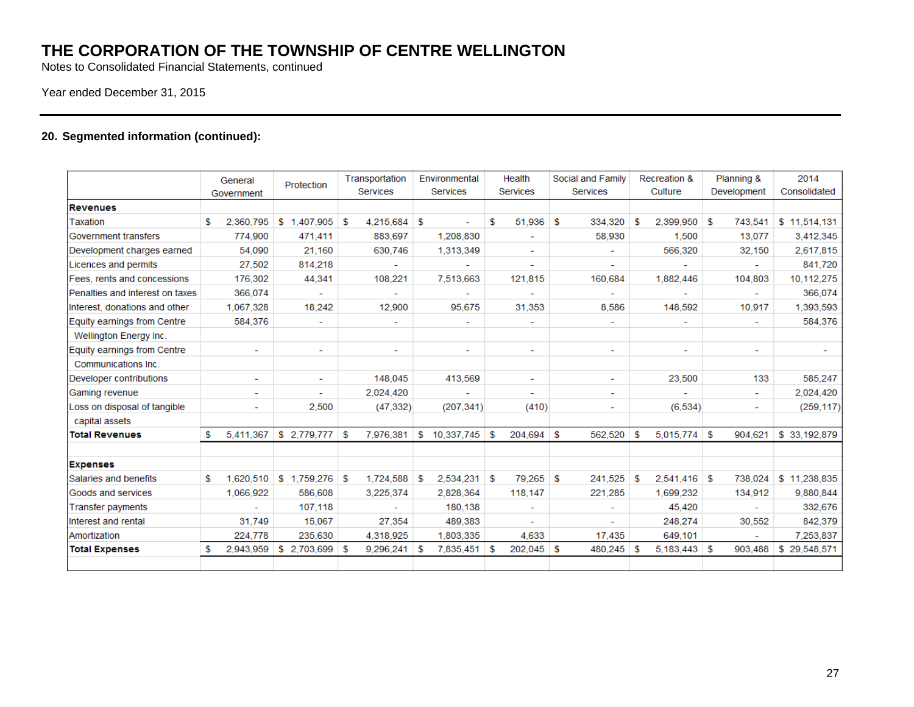# THE CORPORATION OF THE TOWNSHIP OF CENTRE WELLINGTON

Notes to Consolidated Financial Statements, continued

Year ended December 31, 2015

### 20. Segmented information (continued):

| | General Government | Protection | Transportation Services | Environmental Services | Health Services | Social and Family Services | Recreation & Culture | Planning & Development | 2014 Consolidated |
|---|---|---|---|---|---|---|---|---|---|
| **Revenues** | | | | | | | | | |
| Taxation | $ 2,360,795 | $ 1,407,905 | $ 4,215,684 | $ - | $ 51,936 | $ 334,320 | $ 2,399,950 | $ 743,541 | $ 11,514,131 |
| Government transfers | 774,900 | 471,411 | 883,697 | 1,208,830 | - | 58,930 | 1,500 | 13,077 | 3,412,345 |
| Development charges earned | 54,090 | 21,160 | 630,746 | 1,313,349 | - | - | 566,320 | 32,150 | 2,617,815 |
| Licences and permits | 27,502 | 814,218 | - | - | - | - | - | - | 841,720 |
| Fees, rents and concessions | 176,302 | 44,341 | 108,221 | 7,513,663 | 121,815 | 160,684 | 1,882,446 | 104,803 | 10,112,275 |
| Penalties and interest on taxes | 366,074 | - | - | - | - | - | - | - | 366,074 |
| Interest, donations and other | 1,067,328 | 18,242 | 12,900 | 95,675 | 31,353 | 8,586 | 148,592 | 10,917 | 1,393,593 |
| Equity earnings from Centre Wellington Energy Inc. | 584,376 | - | - | - | - | - | - | - | 584,376 |
| Equity earnings from Centre Communications Inc. | - | - | - | - | - | - | - | - | - |
| Developer contributions | - | - | 148,045 | 413,569 | - | - | 23,500 | 133 | 585,247 |
| Gaming revenue | - | - | 2,024,420 | - | - | - | - | - | 2,024,420 |
| Loss on disposal of tangible capital assets | - | 2,500 | (47,332) | (207,341) | (410) | - | (6,534) | - | (259,117) |
| **Total Revenues** | $ 5,411,367 | $ 2,779,777 | $ 7,976,381 | $ 10,337,745 | $ 204,694 | $ 562,520 | $ 5,015,774 | $ 904,621 | $ 33,192,879 |
| **Expenses** | | | | | | | | | |
| Salaries and benefits | $ 1,620,510 | $ 1,759,276 | $ 1,724,588 | $ 2,534,231 | $ 79,265 | $ 241,525 | $ 2,541,416 | $ 738,024 | $ 11,238,835 |
| Goods and services | 1,066,922 | 586,608 | 3,225,374 | 2,828,364 | 118,147 | 221,285 | 1,699,232 | 134,912 | 9,880,844 |
| Transfer payments | - | 107,118 | - | 180,138 | - | - | 45,420 | - | 332,676 |
| Interest and rental | 31,749 | 15,067 | 27,354 | 489,383 | - | - | 248,274 | 30,552 | 842,379 |
| Amortization | 224,778 | 235,630 | 4,318,925 | 1,803,335 | 4,633 | 17,435 | 649,101 | - | 7,253,837 |
| **Total Expenses** | $ 2,943,959 | $ 2,703,699 | $ 9,296,241 | $ 7,835,451 | $ 202,045 | $ 480,245 | $ 5,183,443 | $ 903,488 | $ 29,548,571 |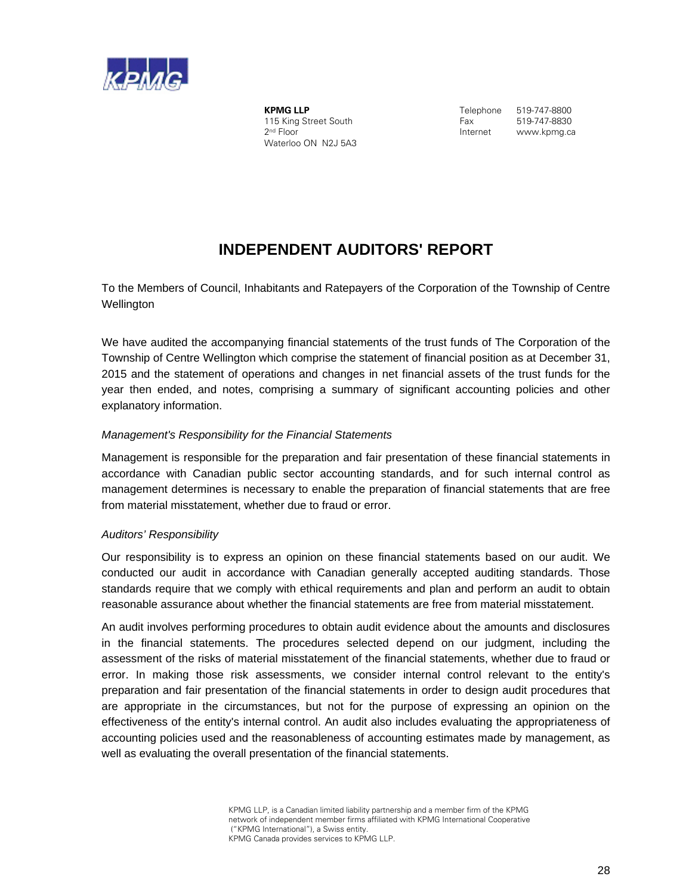**KPMG LLP**
115 King Street South
2nd Floor
Waterloo ON N2J 5A3

Telephone 519-747-8800
Fax 519-747-8830
Internet www.kpmg.ca

# INDEPENDENT AUDITORS' REPORT

To the Members of Council, Inhabitants and Ratepayers of the Corporation of the Township of Centre Wellington

We have audited the accompanying financial statements of the trust funds of The Corporation of the Township of Centre Wellington which comprise the statement of financial position as at December 31, 2015 and the statement of operations and changes in net financial assets of the trust funds for the year then ended, and notes, comprising a summary of significant accounting policies and other explanatory information.

*Management's Responsibility for the Financial Statements*

Management is responsible for the preparation and fair presentation of these financial statements in accordance with Canadian public sector accounting standards, and for such internal control as management determines is necessary to enable the preparation of financial statements that are free from material misstatement, whether due to fraud or error.

*Auditors' Responsibility*

Our responsibility is to express an opinion on these financial statements based on our audit. We conducted our audit in accordance with Canadian generally accepted auditing standards. Those standards require that we comply with ethical requirements and plan and perform an audit to obtain reasonable assurance about whether the financial statements are free from material misstatement.

An audit involves performing procedures to obtain audit evidence about the amounts and disclosures in the financial statements. The procedures selected depend on our judgment, including the assessment of the risks of material misstatement of the financial statements, whether due to fraud or error. In making those risk assessments, we consider internal control relevant to the entity's preparation and fair presentation of the financial statements in order to design audit procedures that are appropriate in the circumstances, but not for the purpose of expressing an opinion on the effectiveness of the entity's internal control. An audit also includes evaluating the appropriateness of accounting policies used and the reasonableness of accounting estimates made by management, as well as evaluating the overall presentation of the financial statements.

KPMG LLP, is a Canadian limited liability partnership and a member firm of the KPMG network of independent member firms affiliated with KPMG International Cooperative ("KPMG International"), a Swiss entity.
KPMG Canada provides services to KPMG LLP.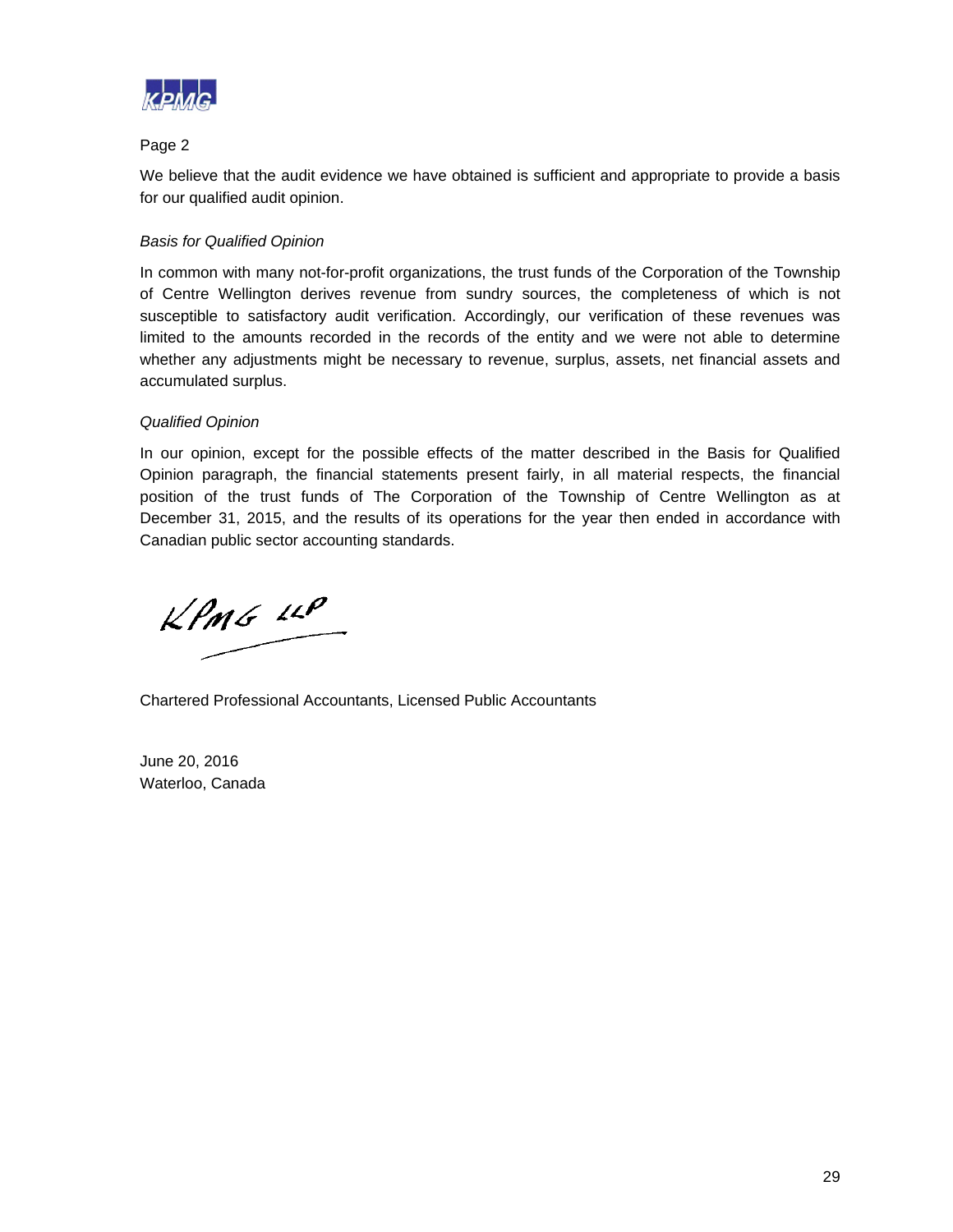Page 2

We believe that the audit evidence we have obtained is sufficient and appropriate to provide a basis for our qualified audit opinion.

*Basis for Qualified Opinion*

In common with many not-for-profit organizations, the trust funds of the Corporation of the Township of Centre Wellington derives revenue from sundry sources, the completeness of which is not susceptible to satisfactory audit verification. Accordingly, our verification of these revenues was limited to the amounts recorded in the records of the entity and we were not able to determine whether any adjustments might be necessary to revenue, surplus, assets, net financial assets and accumulated surplus.

*Qualified Opinion*

In our opinion, except for the possible effects of the matter described in the Basis for Qualified Opinion paragraph, the financial statements present fairly, in all material respects, the financial position of the trust funds of The Corporation of the Township of Centre Wellington as at December 31, 2015, and the results of its operations for the year then ended in accordance with Canadian public sector accounting standards.

KPMG LLP

Chartered Professional Accountants, Licensed Public Accountants

June 20, 2016
Waterloo, Canada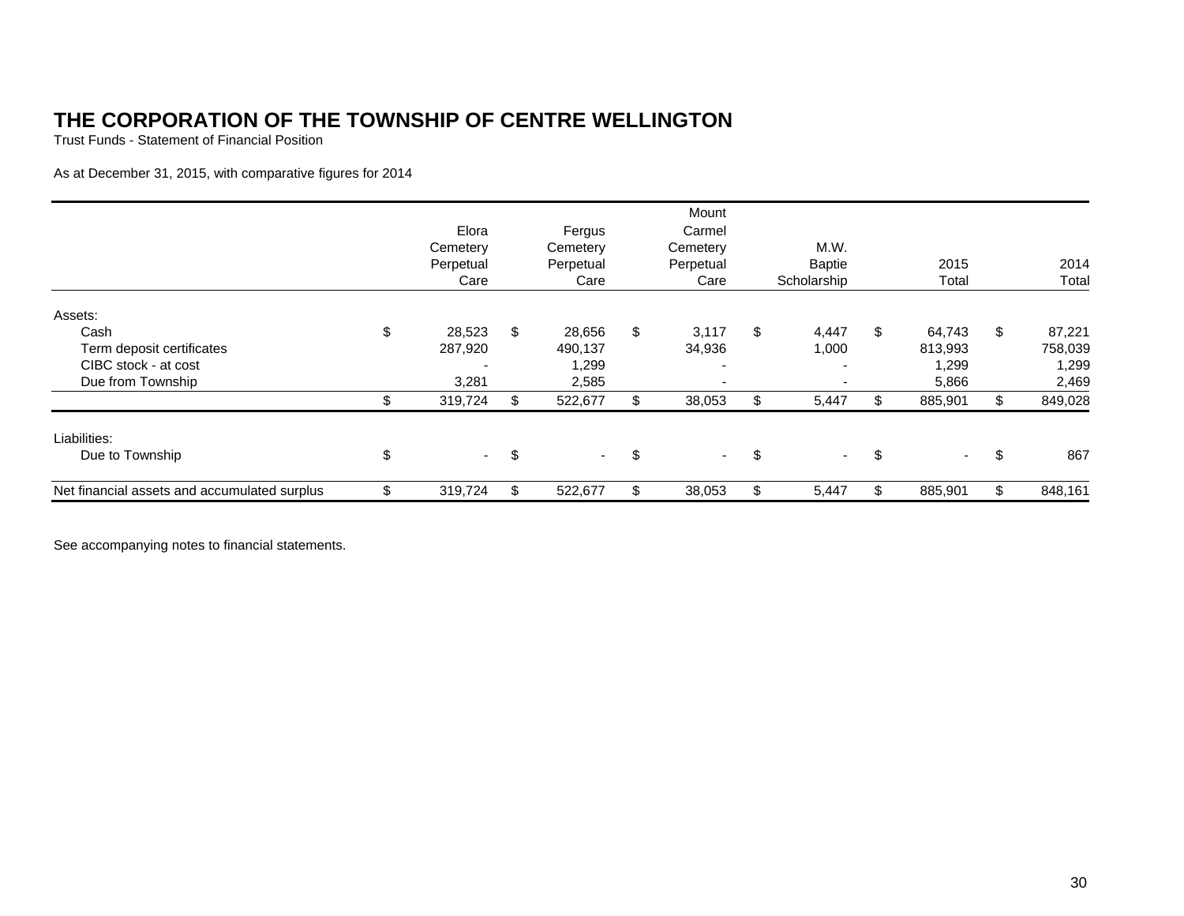# THE CORPORATION OF THE TOWNSHIP OF CENTRE WELLINGTON

Trust Funds - Statement of Financial Position

As at December 31, 2015, with comparative figures for 2014

| | Elora Cemetery Perpetual Care | Fergus Cemetery Perpetual Care | Mount Carmel Cemetery Perpetual Care | M.W. Baptie Scholarship | 2015 Total | 2014 Total |
|---|---|---|---|---|---|---|
| Assets: | | | | | | |
| Cash | $ 28,523 | $ 28,656 | $ 3,117 | $ 4,447 | $ 64,743 | $ 87,221 |
| Term deposit certificates | 287,920 | 490,137 | 34,936 | 1,000 | 813,993 | 758,039 |
| CIBC stock - at cost | - | 1,299 | - | - | 1,299 | 1,299 |
| Due from Township | 3,281 | 2,585 | - | - | 5,866 | 2,469 |
| | $ 319,724 | $ 522,677 | $ 38,053 | $ 5,447 | $ 885,901 | $ 849,028 |
| Liabilities: | | | | | | |
| Due to Township | $ - | $ - | $ - | $ - | $ - | $ 867 |
| Net financial assets and accumulated surplus | $ 319,724 | $ 522,677 | $ 38,053 | $ 5,447 | $ 885,901 | $ 848,161 |

See accompanying notes to financial statements.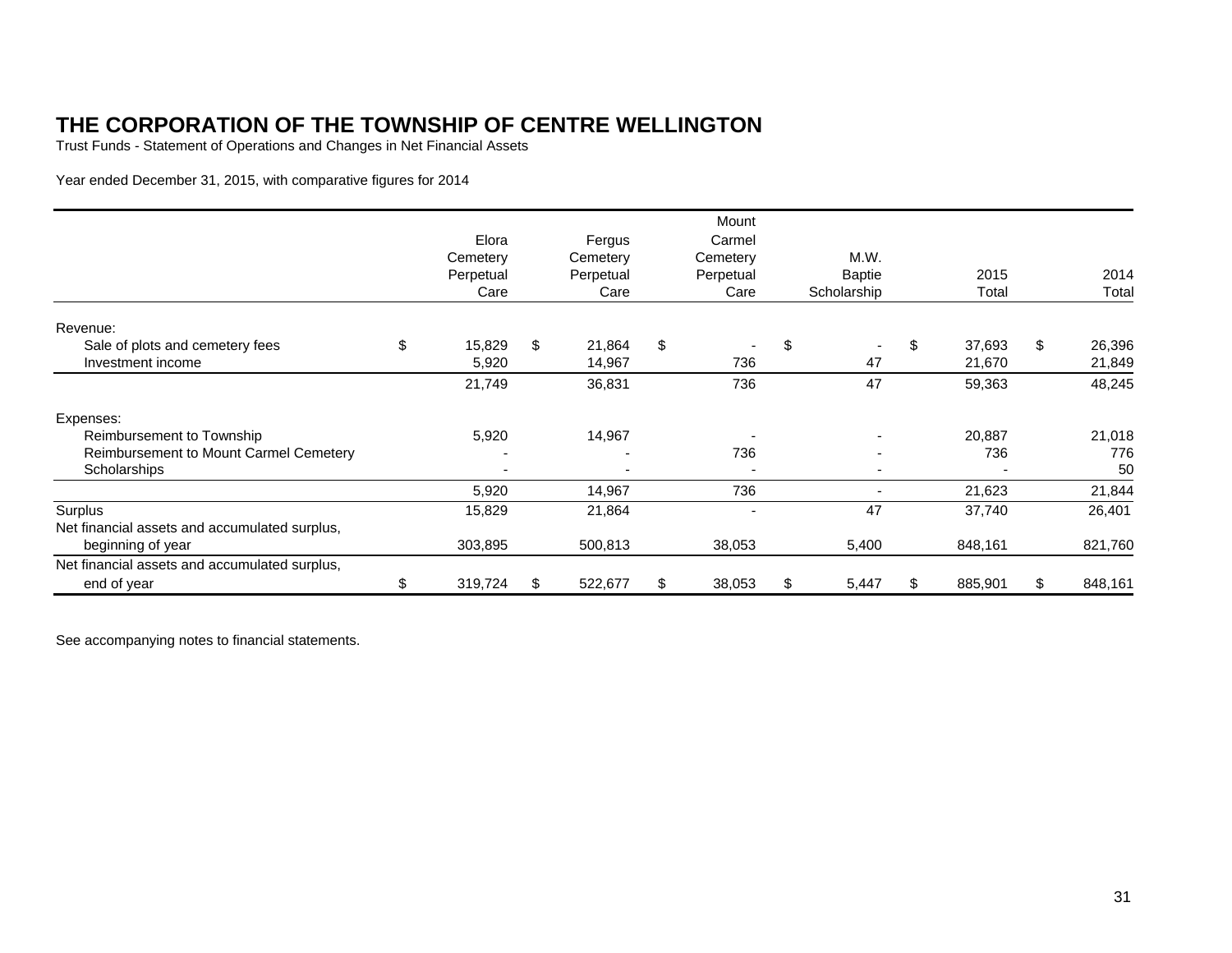# THE CORPORATION OF THE TOWNSHIP OF CENTRE WELLINGTON

Trust Funds - Statement of Operations and Changes in Net Financial Assets

Year ended December 31, 2015, with comparative figures for 2014

| | Elora Cemetery Perpetual Care | Fergus Cemetery Perpetual Care | Mount Carmel Cemetery Perpetual Care | M.W. Baptie Scholarship | 2015 Total | 2014 Total |
|---|---|---|---|---|---|---|
| Revenue: | | | | | | |
| Sale of plots and cemetery fees | $ 15,829 | $ 21,864 | $ - | $ - | $ 37,693 | $ 26,396 |
| Investment income | 5,920 | 14,967 | 736 | 47 | 21,670 | 21,849 |
| | 21,749 | 36,831 | 736 | 47 | 59,363 | 48,245 |
| Expenses: | | | | | | |
| Reimbursement to Township | 5,920 | 14,967 | - | - | 20,887 | 21,018 |
| Reimbursement to Mount Carmel Cemetery | - | - | 736 | - | 736 | 776 |
| Scholarships | - | - | - | - | - | 50 |
| | 5,920 | 14,967 | 736 | - | 21,623 | 21,844 |
| Surplus | 15,829 | 21,864 | - | 47 | 37,740 | 26,401 |
| Net financial assets and accumulated surplus, beginning of year | 303,895 | 500,813 | 38,053 | 5,400 | 848,161 | 821,760 |
| Net financial assets and accumulated surplus, end of year | $ 319,724 | $ 522,677 | $ 38,053 | $ 5,447 | $ 885,901 | $ 848,161 |

See accompanying notes to financial statements.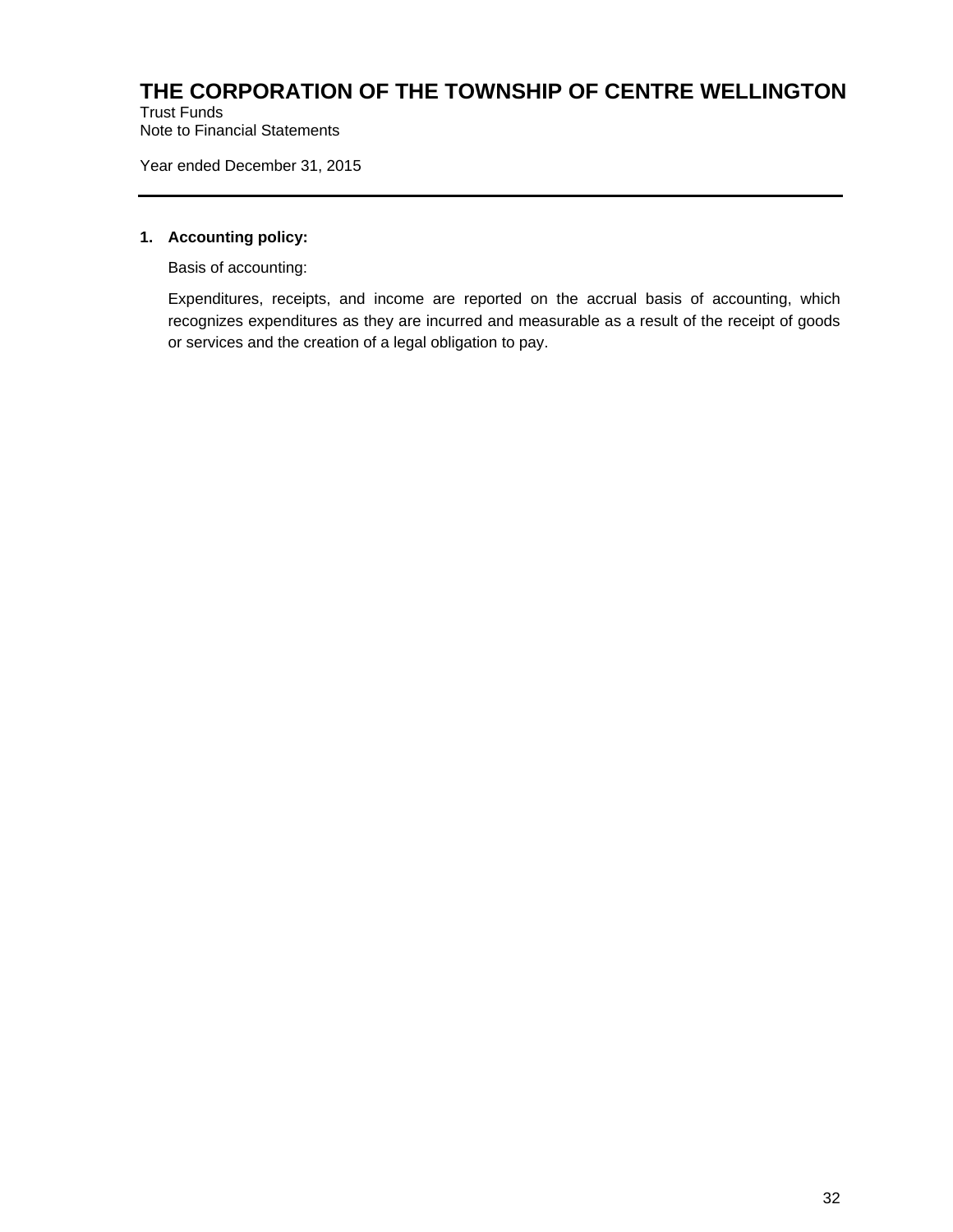# THE CORPORATION OF THE TOWNSHIP OF CENTRE WELLINGTON

Trust Funds
Note to Financial Statements

Year ended December 31, 2015

---

**1. Accounting policy:**

Basis of accounting:

Expenditures, receipts, and income are reported on the accrual basis of accounting, which recognizes expenditures as they are incurred and measurable as a result of the receipt of goods or services and the creation of a legal obligation to pay.